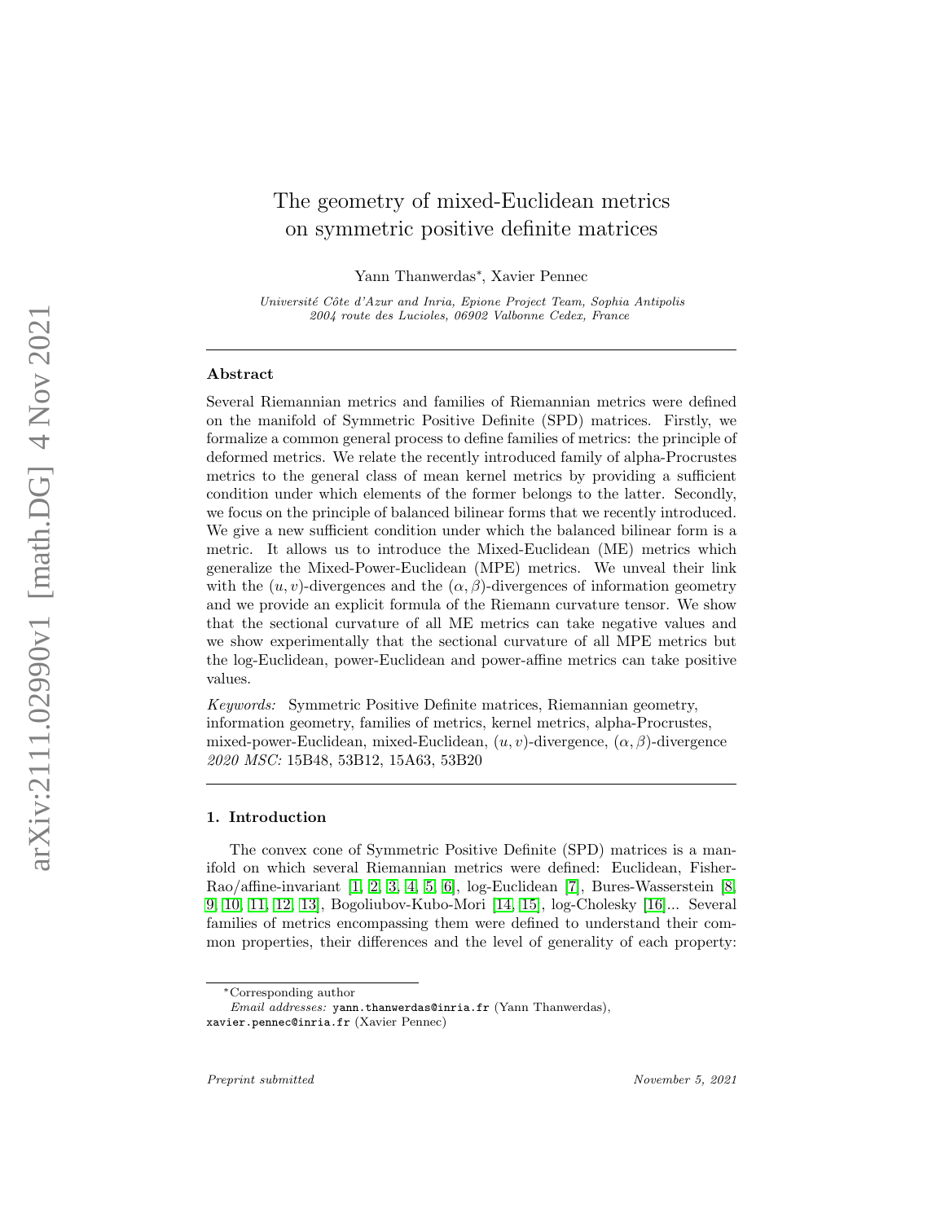# The geometry of mixed-Euclidean metrics on symmetric positive definite matrices

Yann Thanwerdas*, Xavier Pennec

*Université Côte d'Azur and Inria, Epione Project Team, Sophia Antipolis*
*2004 route des Lucioles, 06902 Valbonne Cedex, France*

## Abstract

Several Riemannian metrics and families of Riemannian metrics were defined on the manifold of Symmetric Positive Definite (SPD) matrices. Firstly, we formalize a common general process to define families of metrics: the principle of deformed metrics. We relate the recently introduced family of alpha-Procrustes metrics to the general class of mean kernel metrics by providing a sufficient condition under which elements of the former belongs to the latter. Secondly, we focus on the principle of balanced bilinear forms that we recently introduced. We give a new sufficient condition under which the balanced bilinear form is a metric. It allows us to introduce the Mixed-Euclidean (ME) metrics which generalize the Mixed-Power-Euclidean (MPE) metrics. We unveal their link with the $(u, v)$-divergences and the $(\alpha, \beta)$-divergences of information geometry and we provide an explicit formula of the Riemann curvature tensor. We show that the sectional curvature of all ME metrics can take negative values and we show experimentally that the sectional curvature of all MPE metrics but the log-Euclidean, power-Euclidean and power-affine metrics can take positive values.

*Keywords:* Symmetric Positive Definite matrices, Riemannian geometry, information geometry, families of metrics, kernel metrics, alpha-Procrustes, mixed-power-Euclidean, mixed-Euclidean, $(u, v)$-divergence, $(\alpha, \beta)$-divergence
*2020 MSC:* 15B48, 53B12, 15A63, 53B20

## 1. Introduction

The convex cone of Symmetric Positive Definite (SPD) matrices is a manifold on which several Riemannian metrics were defined: Euclidean, Fisher-Rao/affine-invariant [1, 2, 3, 4, 5, 6], log-Euclidean [7], Bures-Wasserstein [8, 9, 10, 11, 12, 13], Bogoliubov-Kubo-Mori [14, 15], log-Cholesky [16]... Several families of metrics encompassing them were defined to understand their common properties, their differences and the level of generality of each property:

*Corresponding author
*Email addresses:* `yann.thanwerdas@inria.fr` (Yann Thanwerdas), `xavier.pennec@inria.fr` (Xavier Pennec)

*Preprint submitted* November 5, 2021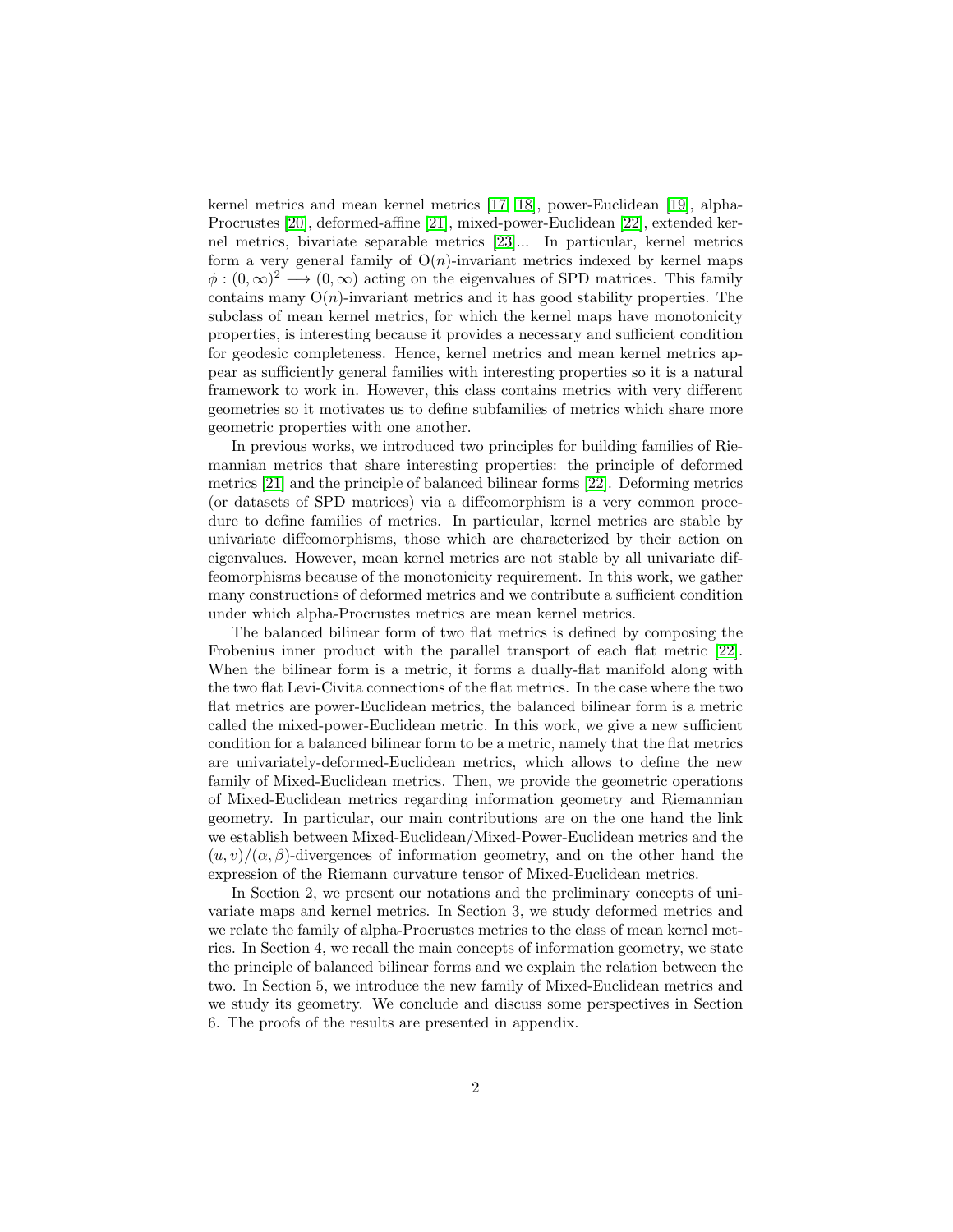kernel metrics and mean kernel metrics [17, 18], power-Euclidean [19], alpha-Procrustes [20], deformed-affine [21], mixed-power-Euclidean [22], extended kernel metrics, bivariate separable metrics [23]... In particular, kernel metrics form a very general family of $\mathrm{O}(n)$-invariant metrics indexed by kernel maps $\phi : (0, \infty)^2 \longrightarrow (0, \infty)$ acting on the eigenvalues of SPD matrices. This family contains many $\mathrm{O}(n)$-invariant metrics and it has good stability properties. The subclass of mean kernel metrics, for which the kernel maps have monotonicity properties, is interesting because it provides a necessary and sufficient condition for geodesic completeness. Hence, kernel metrics and mean kernel metrics appear as sufficiently general families with interesting properties so it is a natural framework to work in. However, this class contains metrics with very different geometries so it motivates us to define subfamilies of metrics which share more geometric properties with one another.

In previous works, we introduced two principles for building families of Riemannian metrics that share interesting properties: the principle of deformed metrics [21] and the principle of balanced bilinear forms [22]. Deforming metrics (or datasets of SPD matrices) via a diffeomorphism is a very common procedure to define families of metrics. In particular, kernel metrics are stable by univariate diffeomorphisms, those which are characterized by their action on eigenvalues. However, mean kernel metrics are not stable by all univariate diffeomorphisms because of the monotonicity requirement. In this work, we gather many constructions of deformed metrics and we contribute a sufficient condition under which alpha-Procrustes metrics are mean kernel metrics.

The balanced bilinear form of two flat metrics is defined by composing the Frobenius inner product with the parallel transport of each flat metric [22]. When the bilinear form is a metric, it forms a dually-flat manifold along with the two flat Levi-Civita connections of the flat metrics. In the case where the two flat metrics are power-Euclidean metrics, the balanced bilinear form is a metric called the mixed-power-Euclidean metric. In this work, we give a new sufficient condition for a balanced bilinear form to be a metric, namely that the flat metrics are univariately-deformed-Euclidean metrics, which allows to define the new family of Mixed-Euclidean metrics. Then, we provide the geometric operations of Mixed-Euclidean metrics regarding information geometry and Riemannian geometry. In particular, our main contributions are on the one hand the link we establish between Mixed-Euclidean/Mixed-Power-Euclidean metrics and the $(u, v)/(\alpha, \beta)$-divergences of information geometry, and on the other hand the expression of the Riemann curvature tensor of Mixed-Euclidean metrics.

In Section 2, we present our notations and the preliminary concepts of univariate maps and kernel metrics. In Section 3, we study deformed metrics and we relate the family of alpha-Procrustes metrics to the class of mean kernel metrics. In Section 4, we recall the main concepts of information geometry, we state the principle of balanced bilinear forms and we explain the relation between the two. In Section 5, we introduce the new family of Mixed-Euclidean metrics and we study its geometry. We conclude and discuss some perspectives in Section 6. The proofs of the results are presented in appendix.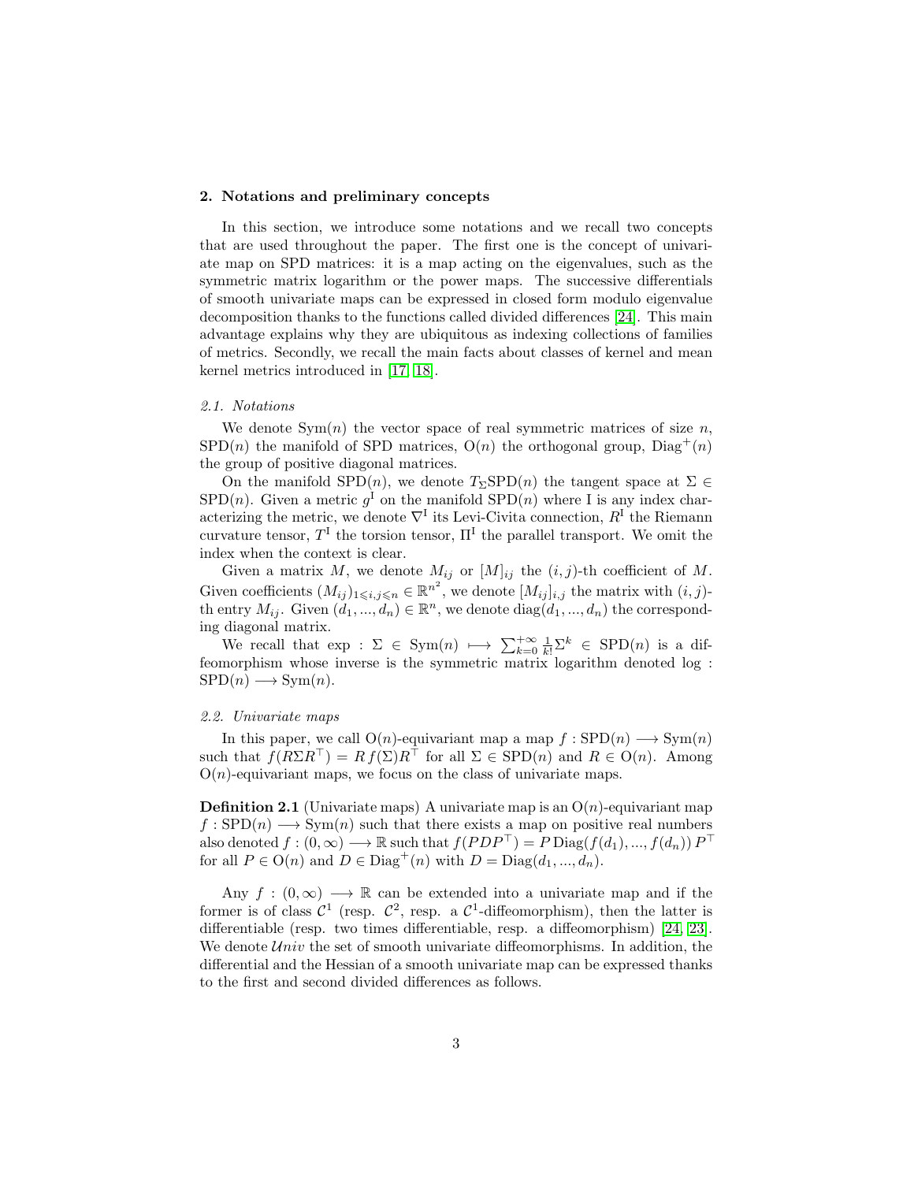## 2. Notations and preliminary concepts

In this section, we introduce some notations and we recall two concepts that are used throughout the paper. The first one is the concept of univariate map on SPD matrices: it is a map acting on the eigenvalues, such as the symmetric matrix logarithm or the power maps. The successive differentials of smooth univariate maps can be expressed in closed form modulo eigenvalue decomposition thanks to the functions called divided differences [24]. This main advantage explains why they are ubiquitous as indexing collections of families of metrics. Secondly, we recall the main facts about classes of kernel and mean kernel metrics introduced in [17, 18].

### *2.1. Notations*

We denote $\mathrm{Sym}(n)$ the vector space of real symmetric matrices of size $n$, $\mathrm{SPD}(n)$ the manifold of SPD matrices, $\mathrm{O}(n)$ the orthogonal group, $\mathrm{Diag}^+(n)$ the group of positive diagonal matrices.

On the manifold $\mathrm{SPD}(n)$, we denote $T_\Sigma\mathrm{SPD}(n)$ the tangent space at $\Sigma \in \mathrm{SPD}(n)$. Given a metric $g^{\mathrm{I}}$ on the manifold $\mathrm{SPD}(n)$ where I is any index characterizing the metric, we denote $\nabla^{\mathrm{I}}$ its Levi-Civita connection, $R^{\mathrm{I}}$ the Riemann curvature tensor, $T^{\mathrm{I}}$ the torsion tensor, $\Pi^{\mathrm{I}}$ the parallel transport. We omit the index when the context is clear.

Given a matrix $M$, we denote $M_{ij}$ or $[M]_{ij}$ the $(i,j)$-th coefficient of $M$. Given coefficients $(M_{ij})_{1\leqslant i,j\leqslant n} \in \mathbb{R}^{n^2}$, we denote $[M_{ij}]_{i,j}$ the matrix with $(i,j)$-th entry $M_{ij}$. Given $(d_1, ..., d_n) \in \mathbb{R}^n$, we denote $\mathrm{diag}(d_1, ..., d_n)$ the corresponding diagonal matrix.

We recall that $\exp : \Sigma \in \mathrm{Sym}(n) \longmapsto \sum_{k=0}^{+\infty} \frac{1}{k!}\Sigma^k \in \mathrm{SPD}(n)$ is a diffeomorphism whose inverse is the symmetric matrix logarithm denoted $\log : \mathrm{SPD}(n) \longrightarrow \mathrm{Sym}(n)$.

### *2.2. Univariate maps*

In this paper, we call $\mathrm{O}(n)$-equivariant map a map $f : \mathrm{SPD}(n) \longrightarrow \mathrm{Sym}(n)$ such that $f(R\Sigma R^\top) = R\, f(\Sigma) R^\top$ for all $\Sigma \in \mathrm{SPD}(n)$ and $R \in \mathrm{O}(n)$. Among $\mathrm{O}(n)$-equivariant maps, we focus on the class of univariate maps.

**Definition 2.1** (Univariate maps) A univariate map is an $\mathrm{O}(n)$-equivariant map $f : \mathrm{SPD}(n) \longrightarrow \mathrm{Sym}(n)$ such that there exists a map on positive real numbers also denoted $f : (0,\infty) \longrightarrow \mathbb{R}$ such that $f(PDP^\top) = P\,\mathrm{Diag}(f(d_1), ..., f(d_n))\,P^\top$ for all $P \in \mathrm{O}(n)$ and $D \in \mathrm{Diag}^+(n)$ with $D = \mathrm{Diag}(d_1, ..., d_n)$.

Any $f : (0,\infty) \longrightarrow \mathbb{R}$ can be extended into a univariate map and if the former is of class $\mathcal{C}^1$ (resp. $\mathcal{C}^2$, resp. a $\mathcal{C}^1$-diffeomorphism), then the latter is differentiable (resp. two times differentiable, resp. a diffeomorphism) [24, 23]. We denote $\mathcal{U}niv$ the set of smooth univariate diffeomorphisms. In addition, the differential and the Hessian of a smooth univariate map can be expressed thanks to the first and second divided differences as follows.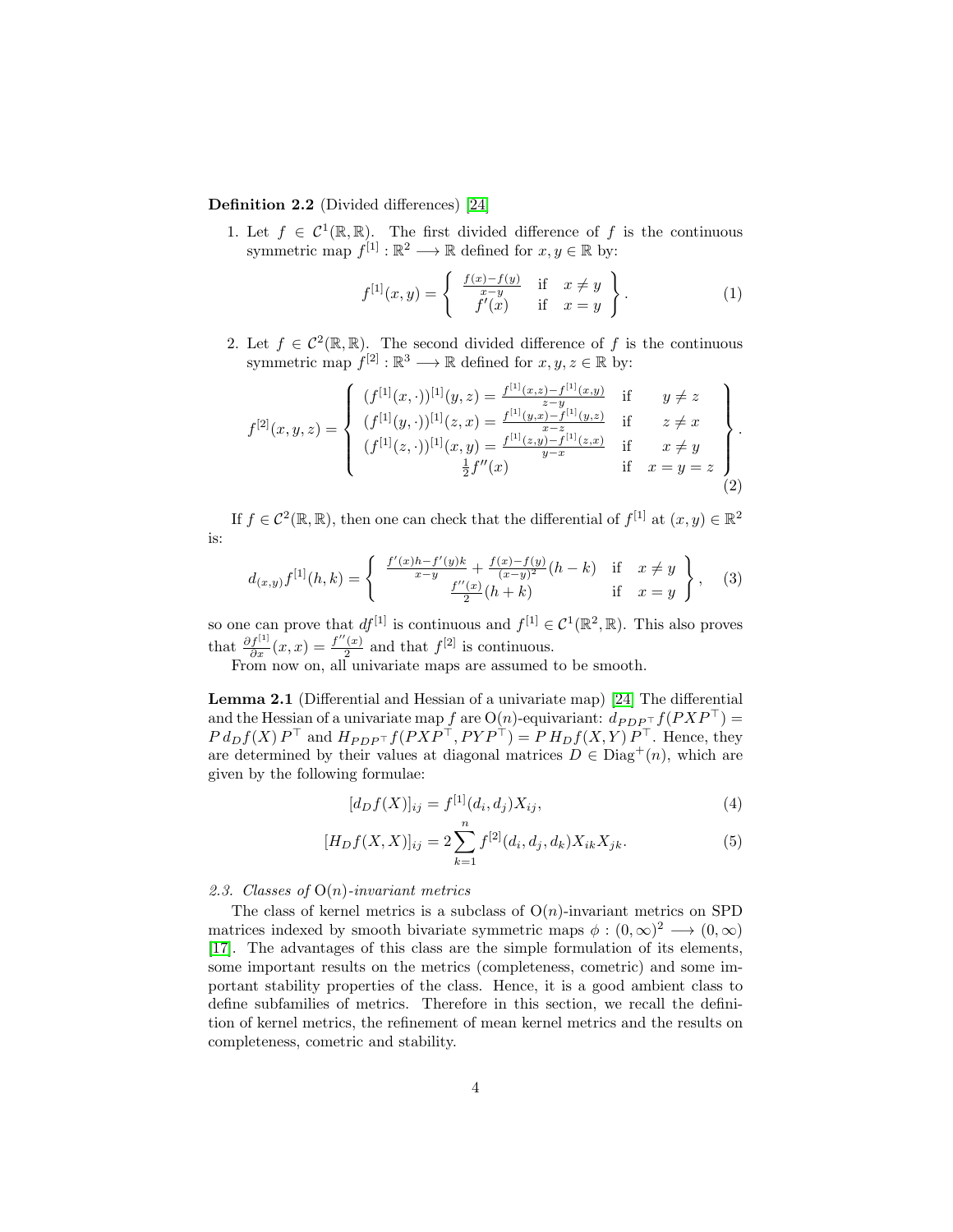**Definition 2.2** (Divided differences) [24]

1. Let $f \in \mathcal{C}^1(\mathbb{R}, \mathbb{R})$. The first divided difference of $f$ is the continuous symmetric map $f^{[1]} : \mathbb{R}^2 \longrightarrow \mathbb{R}$ defined for $x, y \in \mathbb{R}$ by:

$$f^{[1]}(x,y) = \left\{ \begin{array}{ll} \frac{f(x)-f(y)}{x-y} & \text{if} \quad x \neq y \\ f'(x) & \text{if} \quad x = y \end{array} \right\}. \tag{1}$$

2. Let $f \in \mathcal{C}^2(\mathbb{R}, \mathbb{R})$. The second divided difference of $f$ is the continuous symmetric map $f^{[2]} : \mathbb{R}^3 \longrightarrow \mathbb{R}$ defined for $x, y, z \in \mathbb{R}$ by:

$$f^{[2]}(x,y,z) = \left\{ \begin{array}{lll} (f^{[1]}(x,\cdot))^{[1]}(y,z) = \frac{f^{[1]}(x,z)-f^{[1]}(x,y)}{z-y} & \text{if} & y \neq z \\ (f^{[1]}(y,\cdot))^{[1]}(z,x) = \frac{f^{[1]}(y,x)-f^{[1]}(y,z)}{x-z} & \text{if} & z \neq x \\ (f^{[1]}(z,\cdot))^{[1]}(x,y) = \frac{f^{[1]}(z,y)-f^{[1]}(z,x)}{y-x} & \text{if} & x \neq y \\ \frac{1}{2}f''(x) & \text{if} & x = y = z \end{array} \right\}. \tag{2}$$

If $f \in \mathcal{C}^2(\mathbb{R}, \mathbb{R})$, then one can check that the differential of $f^{[1]}$ at $(x, y) \in \mathbb{R}^2$ is:

$$d_{(x,y)}f^{[1]}(h,k) = \left\{ \begin{array}{ll} \frac{f'(x)h - f'(y)k}{x-y} + \frac{f(x)-f(y)}{(x-y)^2}(h-k) & \text{if} \quad x \neq y \\ \frac{f''(x)}{2}(h+k) & \text{if} \quad x = y \end{array} \right\}, \tag{3}$$

so one can prove that $df^{[1]}$ is continuous and $f^{[1]} \in \mathcal{C}^1(\mathbb{R}^2, \mathbb{R})$. This also proves that $\frac{\partial f^{[1]}}{\partial x}(x,x) = \frac{f''(x)}{2}$ and that $f^{[2]}$ is continuous.

From now on, all univariate maps are assumed to be smooth.

**Lemma 2.1** (Differential and Hessian of a univariate map) [24] The differential and the Hessian of a univariate map $f$ are $\mathrm{O}(n)$-equivariant: $d_{PDP^\top} f(PXP^\top) = P\, d_D f(X)\, P^\top$ and $H_{PDP^\top} f(PXP^\top, PYP^\top) = P\, H_D f(X,Y)\, P^\top$. Hence, they are determined by their values at diagonal matrices $D \in \mathrm{Diag}^+(n)$, which are given by the following formulae:

$$[d_D f(X)]_{ij} = f^{[1]}(d_i, d_j) X_{ij}, \tag{4}$$

$$[H_D f(X,X)]_{ij} = 2 \sum_{k=1}^{n} f^{[2]}(d_i, d_j, d_k) X_{ik} X_{jk}. \tag{5}$$

### *2.3. Classes of* $\mathrm{O}(n)$*-invariant metrics*

The class of kernel metrics is a subclass of $\mathrm{O}(n)$-invariant metrics on SPD matrices indexed by smooth bivariate symmetric maps $\phi : (0,\infty)^2 \longrightarrow (0,\infty)$ [17]. The advantages of this class are the simple formulation of its elements, some important results on the metrics (completeness, cometric) and some important stability properties of the class. Hence, it is a good ambient class to define subfamilies of metrics. Therefore in this section, we recall the definition of kernel metrics, the refinement of mean kernel metrics and the results on completeness, cometric and stability.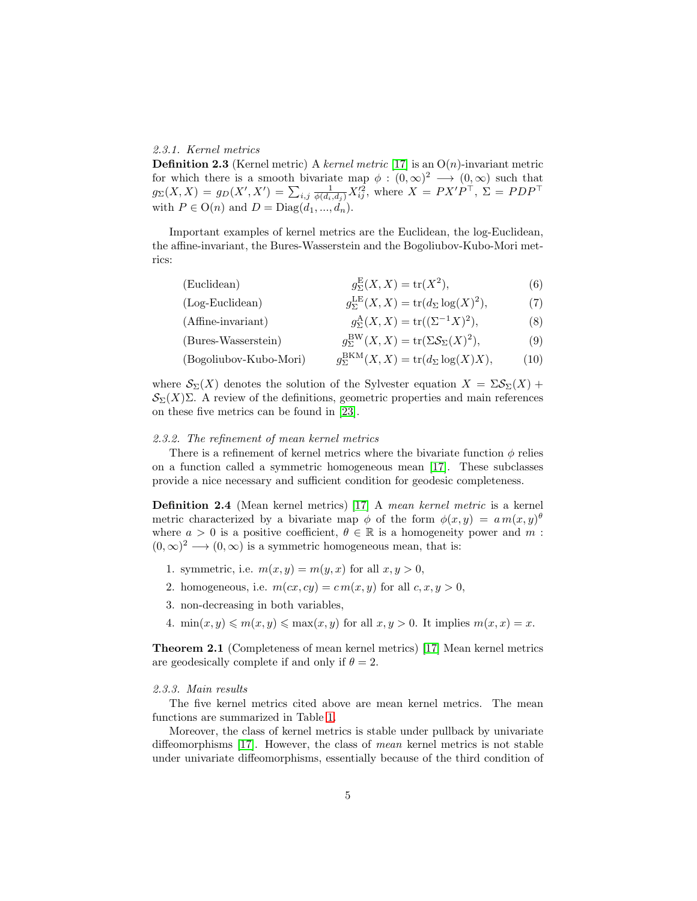#### 2.3.1. Kernel metrics

**Definition 2.3** (Kernel metric) A *kernel metric* [17] is an $\mathrm{O}(n)$-invariant metric for which there is a smooth bivariate map $\phi : (0,\infty)^2 \longrightarrow (0,\infty)$ such that $g_\Sigma(X,X) = g_D(X',X') = \sum_{i,j} \frac{1}{\phi(d_i,d_j)} X'^2_{ij}$, where $X = PX'P^\top$, $\Sigma = PDP^\top$ with $P \in \mathrm{O}(n)$ and $D = \mathrm{Diag}(d_1,...,d_n)$.

Important examples of kernel metrics are the Euclidean, the log-Euclidean, the affine-invariant, the Bures-Wasserstein and the Bogoliubov-Kubo-Mori metrics:

$$\text{(Euclidean)} \qquad g^{\mathrm{E}}_\Sigma(X,X) = \mathrm{tr}(X^2), \tag{6}$$

$$\text{(Log-Euclidean)} \qquad g^{\mathrm{LE}}_\Sigma(X,X) = \mathrm{tr}(d_\Sigma \log(X)^2), \tag{7}$$

$$\text{(Affine-invariant)} \qquad g^{\mathrm{A}}_\Sigma(X,X) = \mathrm{tr}((\Sigma^{-1}X)^2), \tag{8}$$

$$\text{(Bures-Wasserstein)} \qquad g^{\mathrm{BW}}_\Sigma(X,X) = \mathrm{tr}(\Sigma \mathcal{S}_\Sigma(X)^2), \tag{9}$$

$$\text{(Bogoliubov-Kubo-Mori)} \qquad g^{\mathrm{BKM}}_\Sigma(X,X) = \mathrm{tr}(d_\Sigma \log(X) X), \tag{10}$$

where $\mathcal{S}_\Sigma(X)$ denotes the solution of the Sylvester equation $X = \Sigma\mathcal{S}_\Sigma(X) + \mathcal{S}_\Sigma(X)\Sigma$. A review of the definitions, geometric properties and main references on these five metrics can be found in [23].

#### 2.3.2. The refinement of mean kernel metrics

There is a refinement of kernel metrics where the bivariate function $\phi$ relies on a function called a symmetric homogeneous mean [17]. These subclasses provide a nice necessary and sufficient condition for geodesic completeness.

**Definition 2.4** (Mean kernel metrics) [17] A *mean kernel metric* is a kernel metric characterized by a bivariate map $\phi$ of the form $\phi(x,y) = a\, m(x,y)^\theta$ where $a > 0$ is a positive coefficient, $\theta \in \mathbb{R}$ is a homogeneity power and $m : (0,\infty)^2 \longrightarrow (0,\infty)$ is a symmetric homogeneous mean, that is:

1. symmetric, i.e. $m(x,y) = m(y,x)$ for all $x,y > 0$,
2. homogeneous, i.e. $m(cx,cy) = c\, m(x,y)$ for all $c,x,y > 0$,
3. non-decreasing in both variables,
4. $\min(x,y) \leqslant m(x,y) \leqslant \max(x,y)$ for all $x,y > 0$. It implies $m(x,x) = x$.

**Theorem 2.1** (Completeness of mean kernel metrics) [17] Mean kernel metrics are geodesically complete if and only if $\theta = 2$.

#### 2.3.3. Main results

The five kernel metrics cited above are mean kernel metrics. The mean functions are summarized in Table 1.

Moreover, the class of kernel metrics is stable under pullback by univariate diffeomorphisms [17]. However, the class of *mean* kernel metrics is not stable under univariate diffeomorphisms, essentially because of the third condition of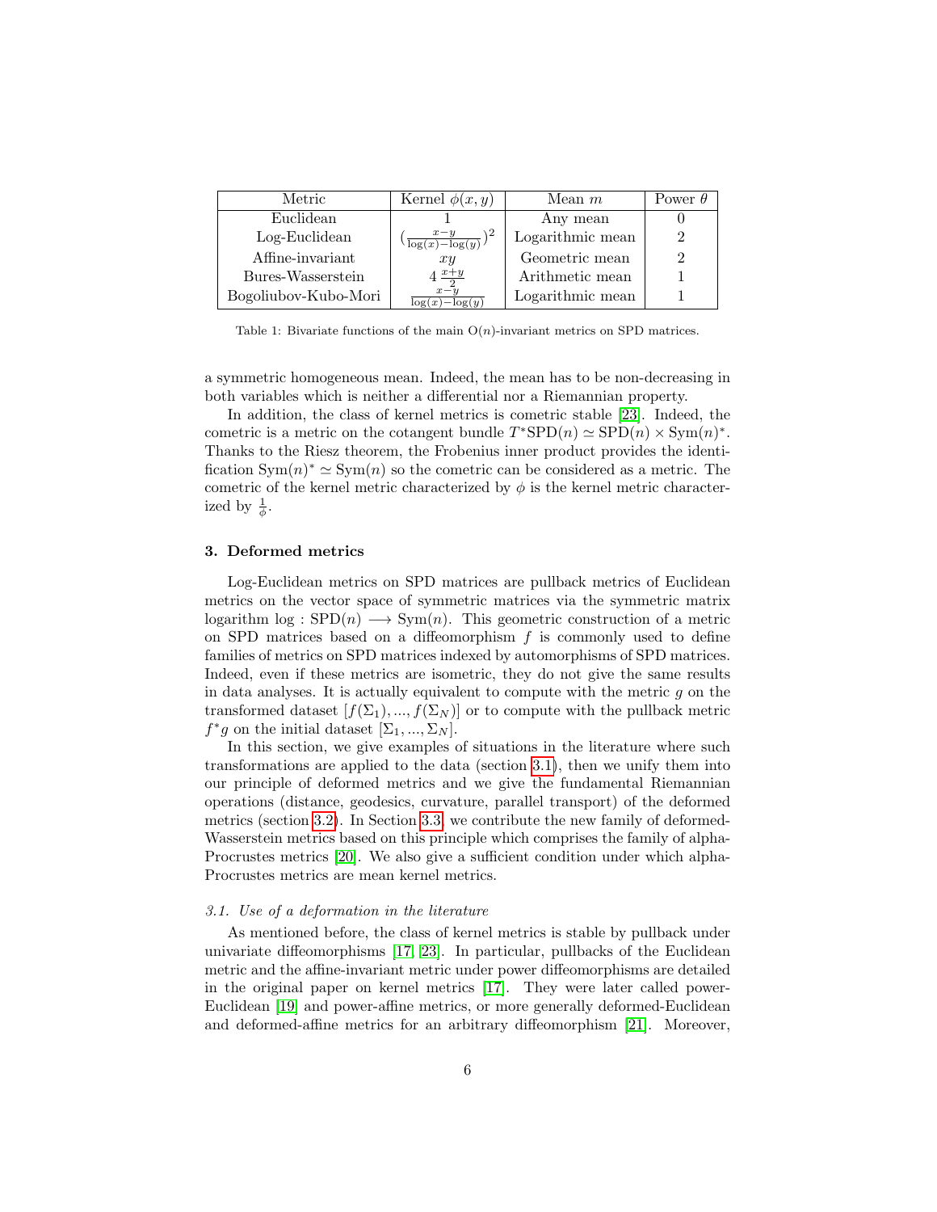| Metric | Kernel $\phi(x,y)$ | Mean $m$ | Power $\theta$ |
|---|---|---|---|
| Euclidean | $1$ | Any mean | $0$ |
| Log-Euclidean | $(\frac{x-y}{\log(x)-\log(y)})^2$ | Logarithmic mean | $2$ |
| Affine-invariant | $xy$ | Geometric mean | $2$ |
| Bures-Wasserstein | $4\,\frac{x+y}{2}$ | Arithmetic mean | $1$ |
| Bogoliubov-Kubo-Mori | $\frac{x-y}{\log(x)-\log(y)}$ | Logarithmic mean | $1$ |

Table 1: Bivariate functions of the main $\mathrm{O}(n)$-invariant metrics on SPD matrices.

a symmetric homogeneous mean. Indeed, the mean has to be non-decreasing in both variables which is neither a differential nor a Riemannian property.

In addition, the class of kernel metrics is cometric stable [23]. Indeed, the cometric is a metric on the cotangent bundle $T^*\mathrm{SPD}(n) \simeq \mathrm{SPD}(n) \times \mathrm{Sym}(n)^*$. Thanks to the Riesz theorem, the Frobenius inner product provides the identification $\mathrm{Sym}(n)^* \simeq \mathrm{Sym}(n)$ so the cometric can be considered as a metric. The cometric of the kernel metric characterized by $\phi$ is the kernel metric characterized by $\frac{1}{\phi}$.

## 3. Deformed metrics

Log-Euclidean metrics on SPD matrices are pullback metrics of Euclidean metrics on the vector space of symmetric matrices via the symmetric matrix logarithm $\log : \mathrm{SPD}(n) \longrightarrow \mathrm{Sym}(n)$. This geometric construction of a metric on SPD matrices based on a diffeomorphism $f$ is commonly used to define families of metrics on SPD matrices indexed by automorphisms of SPD matrices. Indeed, even if these metrics are isometric, they do not give the same results in data analyses. It is actually equivalent to compute with the metric $g$ on the transformed dataset $[f(\Sigma_1), ..., f(\Sigma_N)]$ or to compute with the pullback metric $f^*g$ on the initial dataset $[\Sigma_1, ..., \Sigma_N]$.

In this section, we give examples of situations in the literature where such transformations are applied to the data (section 3.1), then we unify them into our principle of deformed metrics and we give the fundamental Riemannian operations (distance, geodesics, curvature, parallel transport) of the deformed metrics (section 3.2). In Section 3.3, we contribute the new family of deformed-Wasserstein metrics based on this principle which comprises the family of alpha-Procrustes metrics [20]. We also give a sufficient condition under which alpha-Procrustes metrics are mean kernel metrics.

### *3.1. Use of a deformation in the literature*

As mentioned before, the class of kernel metrics is stable by pullback under univariate diffeomorphisms [17, 23]. In particular, pullbacks of the Euclidean metric and the affine-invariant metric under power diffeomorphisms are detailed in the original paper on kernel metrics [17]. They were later called power-Euclidean [19] and power-affine metrics, or more generally deformed-Euclidean and deformed-affine metrics for an arbitrary diffeomorphism [21]. Moreover,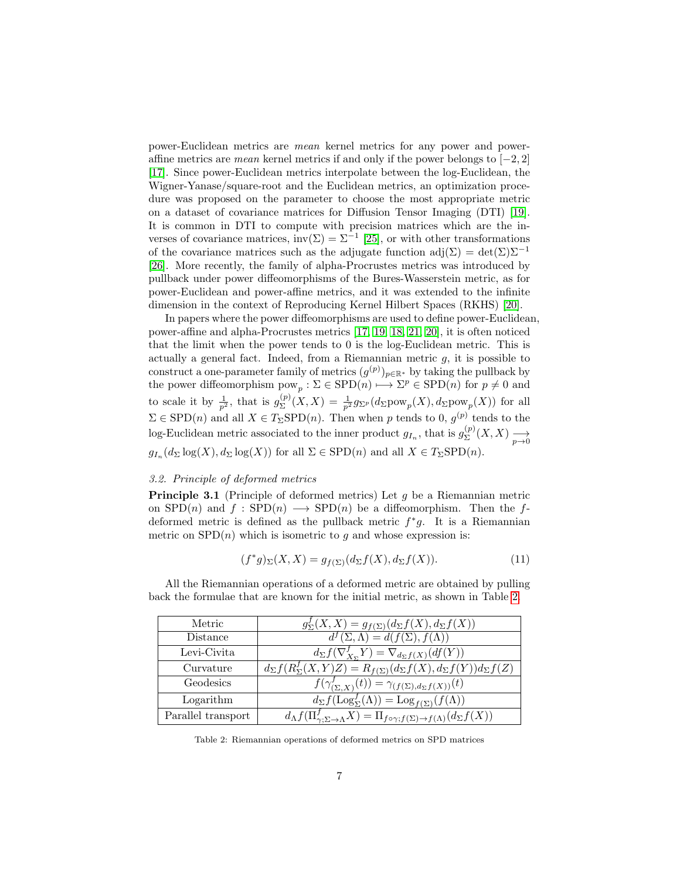power-Euclidean metrics are *mean* kernel metrics for any power and power-affine metrics are *mean* kernel metrics if and only if the power belongs to $[-2, 2]$ [17]. Since power-Euclidean metrics interpolate between the log-Euclidean, the Wigner-Yanase/square-root and the Euclidean metrics, an optimization procedure was proposed on the parameter to choose the most appropriate metric on a dataset of covariance matrices for Diffusion Tensor Imaging (DTI) [19]. It is common in DTI to compute with precision matrices which are the inverses of covariance matrices, $\mathrm{inv}(\Sigma) = \Sigma^{-1}$ [25], or with other transformations of the covariance matrices such as the adjugate function $\mathrm{adj}(\Sigma) = \det(\Sigma)\Sigma^{-1}$ [26]. More recently, the family of alpha-Procrustes metrics was introduced by pullback under power diffeomorphisms of the Bures-Wasserstein metric, as for power-Euclidean and power-affine metrics, and it was extended to the infinite dimension in the context of Reproducing Kernel Hilbert Spaces (RKHS) [20].

In papers where the power diffeomorphisms are used to define power-Euclidean, power-affine and alpha-Procrustes metrics [17, 19, 18, 21, 20], it is often noticed that the limit when the power tends to 0 is the log-Euclidean metric. This is actually a general fact. Indeed, from a Riemannian metric $g$, it is possible to construct a one-parameter family of metrics $(g^{(p)})_{p\in\mathbb{R}^*}$ by taking the pullback by the power diffeomorphism $\mathrm{pow}_p : \Sigma \in \mathrm{SPD}(n) \longmapsto \Sigma^p \in \mathrm{SPD}(n)$ for $p \neq 0$ and to scale it by $\frac{1}{p^2}$, that is $g_\Sigma^{(p)}(X, X) = \frac{1}{p^2} g_{\Sigma^p}(d_\Sigma \mathrm{pow}_p(X), d_\Sigma \mathrm{pow}_p(X))$ for all $\Sigma \in \mathrm{SPD}(n)$ and all $X \in T_\Sigma\mathrm{SPD}(n)$. Then when $p$ tends to 0, $g^{(p)}$ tends to the log-Euclidean metric associated to the inner product $g_{I_n}$, that is $g_\Sigma^{(p)}(X, X) \underset{p\to 0}{\longrightarrow} g_{I_n}(d_\Sigma \log(X), d_\Sigma \log(X))$ for all $\Sigma \in \mathrm{SPD}(n)$ and all $X \in T_\Sigma\mathrm{SPD}(n)$.

### 3.2. Principle of deformed metrics

**Principle 3.1** (Principle of deformed metrics) Let $g$ be a Riemannian metric on $\mathrm{SPD}(n)$ and $f : \mathrm{SPD}(n) \longrightarrow \mathrm{SPD}(n)$ be a diffeomorphism. Then the $f$-deformed metric is defined as the pullback metric $f^*g$. It is a Riemannian metric on $\mathrm{SPD}(n)$ which is isometric to $g$ and whose expression is:

$$(f^*g)_\Sigma(X, X) = g_{f(\Sigma)}(d_\Sigma f(X), d_\Sigma f(X)). \tag{11}$$

All the Riemannian operations of a deformed metric are obtained by pulling back the formulae that are known for the initial metric, as shown in Table 2.

| Metric | $g_\Sigma^f(X, X) = g_{f(\Sigma)}(d_\Sigma f(X), d_\Sigma f(X))$ |
|---|---|
| Distance | $d^f(\Sigma, \Lambda) = d(f(\Sigma), f(\Lambda))$ |
| Levi-Civita | $d_\Sigma f(\nabla^f_{X_\Sigma} Y) = \nabla_{d_\Sigma f(X)}(df(Y))$ |
| Curvature | $d_\Sigma f(R^f_\Sigma(X, Y)Z) = R_{f(\Sigma)}(d_\Sigma f(X), d_\Sigma f(Y))d_\Sigma f(Z)$ |
| Geodesics | $f(\gamma^f_{(\Sigma, X)}(t)) = \gamma_{(f(\Sigma), d_\Sigma f(X))}(t)$ |
| Logarithm | $d_\Sigma f(\mathrm{Log}^f_\Sigma(\Lambda)) = \mathrm{Log}_{f(\Sigma)}(f(\Lambda))$ |
| Parallel transport | $d_\Lambda f(\Pi^f_{\gamma;\Sigma\to\Lambda} X) = \Pi_{f\circ\gamma; f(\Sigma)\to f(\Lambda)}(d_\Sigma f(X))$ |

Table 2: Riemannian operations of deformed metrics on SPD matrices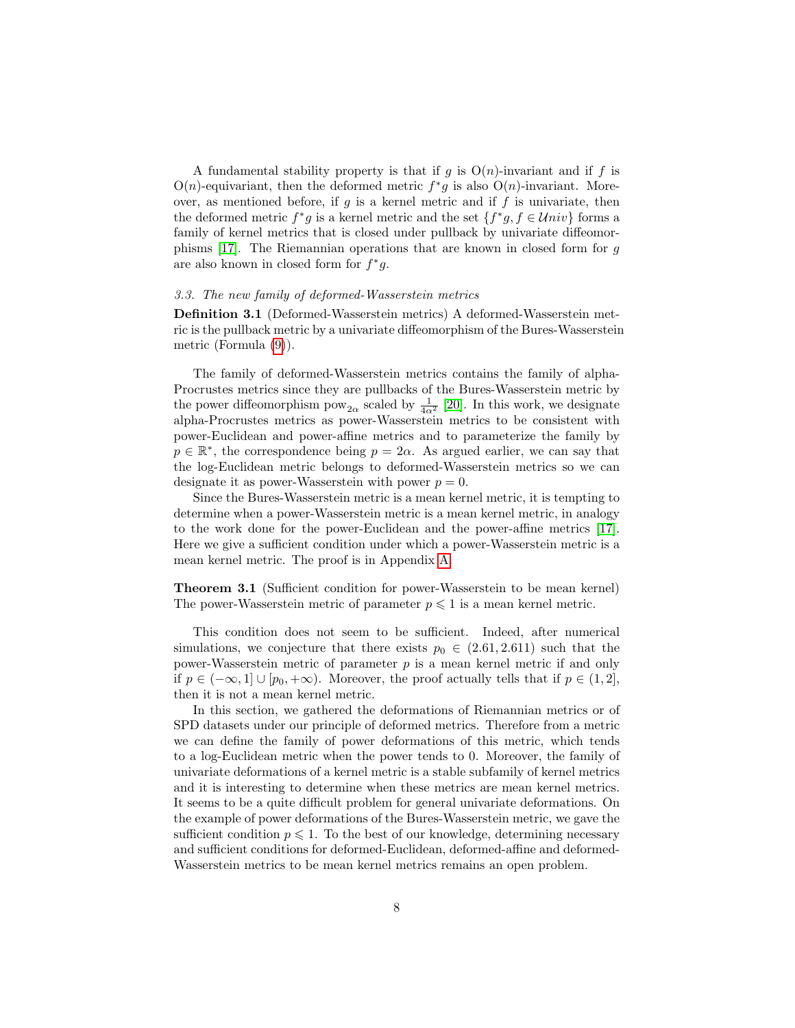A fundamental stability property is that if $g$ is $\mathrm{O}(n)$-invariant and if $f$ is $\mathrm{O}(n)$-equivariant, then the deformed metric $f^*g$ is also $\mathrm{O}(n)$-invariant. Moreover, as mentioned before, if $g$ is a kernel metric and if $f$ is univariate, then the deformed metric $f^*g$ is a kernel metric and the set $\{f^*g, f \in \mathcal{U}niv\}$ forms a family of kernel metrics that is closed under pullback by univariate diffeomorphisms [17]. The Riemannian operations that are known in closed form for $g$ are also known in closed form for $f^*g$.

### *3.3. The new family of deformed-Wasserstein metrics*

**Definition 3.1** (Deformed-Wasserstein metrics) A deformed-Wasserstein metric is the pullback metric by a univariate diffeomorphism of the Bures-Wasserstein metric (Formula (9)).

The family of deformed-Wasserstein metrics contains the family of alpha-Procrustes metrics since they are pullbacks of the Bures-Wasserstein metric by the power diffeomorphism $\mathrm{pow}_{2\alpha}$ scaled by $\frac{1}{4\alpha^2}$ [20]. In this work, we designate alpha-Procrustes metrics as power-Wasserstein metrics to be consistent with power-Euclidean and power-affine metrics and to parameterize the family by $p \in \mathbb{R}^*$, the correspondence being $p = 2\alpha$. As argued earlier, we can say that the log-Euclidean metric belongs to deformed-Wasserstein metrics so we can designate it as power-Wasserstein with power $p = 0$.

Since the Bures-Wasserstein metric is a mean kernel metric, it is tempting to determine when a power-Wasserstein metric is a mean kernel metric, in analogy to the work done for the power-Euclidean and the power-affine metrics [17]. Here we give a sufficient condition under which a power-Wasserstein metric is a mean kernel metric. The proof is in Appendix A.

**Theorem 3.1** (Sufficient condition for power-Wasserstein to be mean kernel) The power-Wasserstein metric of parameter $p \leqslant 1$ is a mean kernel metric.

This condition does not seem to be sufficient. Indeed, after numerical simulations, we conjecture that there exists $p_0 \in (2.61, 2.611)$ such that the power-Wasserstein metric of parameter $p$ is a mean kernel metric if and only if $p \in (-\infty, 1] \cup [p_0, +\infty)$. Moreover, the proof actually tells that if $p \in (1, 2]$, then it is not a mean kernel metric.

In this section, we gathered the deformations of Riemannian metrics or of SPD datasets under our principle of deformed metrics. Therefore from a metric we can define the family of power deformations of this metric, which tends to a log-Euclidean metric when the power tends to 0. Moreover, the family of univariate deformations of a kernel metric is a stable subfamily of kernel metrics and it is interesting to determine when these metrics are mean kernel metrics. It seems to be a quite difficult problem for general univariate deformations. On the example of power deformations of the Bures-Wasserstein metric, we gave the sufficient condition $p \leqslant 1$. To the best of our knowledge, determining necessary and sufficient conditions for deformed-Euclidean, deformed-affine and deformed-Wasserstein metrics to be mean kernel metrics remains an open problem.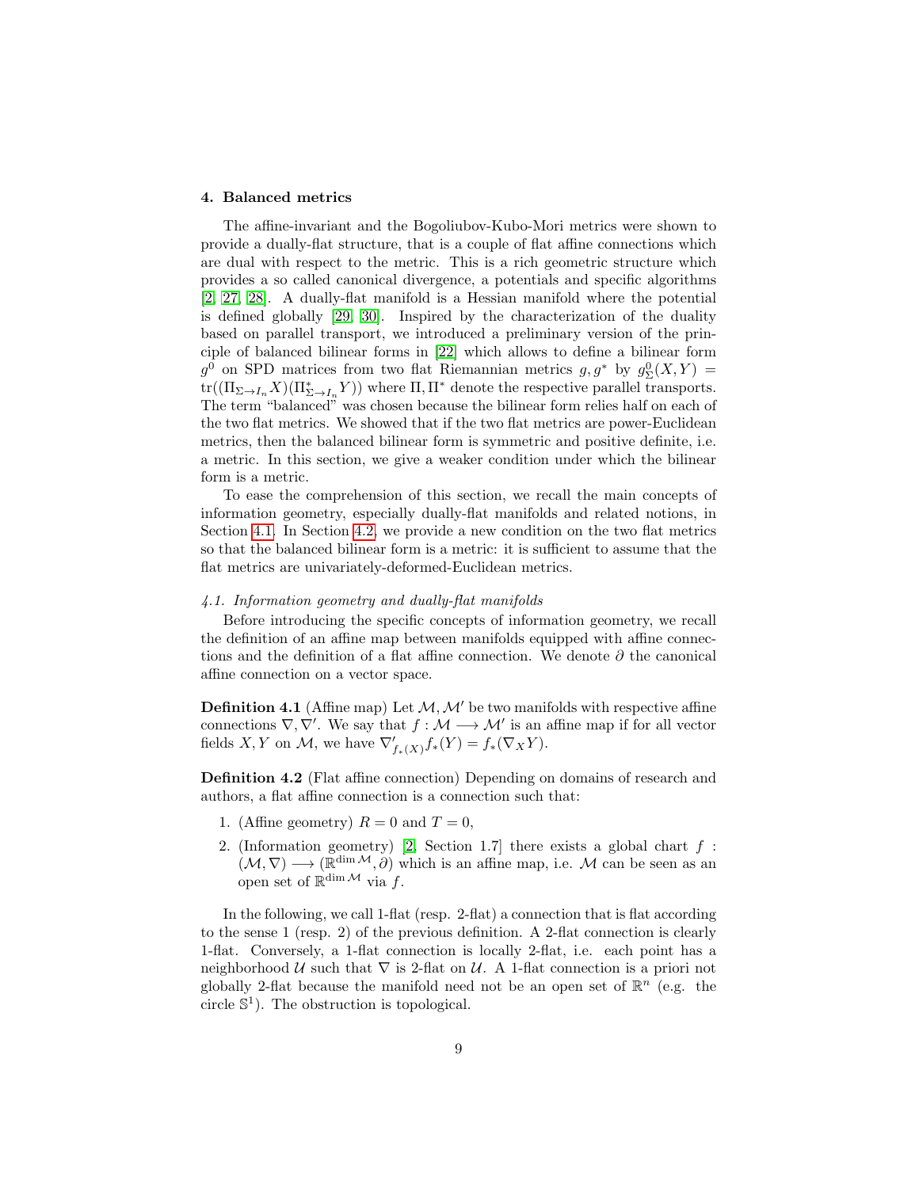## 4. Balanced metrics

The affine-invariant and the Bogoliubov-Kubo-Mori metrics were shown to provide a dually-flat structure, that is a couple of flat affine connections which are dual with respect to the metric. This is a rich geometric structure which provides a so called canonical divergence, a potentials and specific algorithms [2, 27, 28]. A dually-flat manifold is a Hessian manifold where the potential is defined globally [29, 30]. Inspired by the characterization of the duality based on parallel transport, we introduced a preliminary version of the principle of balanced bilinear forms in [22] which allows to define a bilinear form $g^0$ on SPD matrices from two flat Riemannian metrics $g, g^*$ by $g^0_\Sigma(X, Y) = \mathrm{tr}((\Pi_{\Sigma \to I_n} X)(\Pi^*_{\Sigma \to I_n} Y))$ where $\Pi, \Pi^*$ denote the respective parallel transports. The term "balanced" was chosen because the bilinear form relies half on each of the two flat metrics. We showed that if the two flat metrics are power-Euclidean metrics, then the balanced bilinear form is symmetric and positive definite, i.e. a metric. In this section, we give a weaker condition under which the bilinear form is a metric.

To ease the comprehension of this section, we recall the main concepts of information geometry, especially dually-flat manifolds and related notions, in Section 4.1. In Section 4.2, we provide a new condition on the two flat metrics so that the balanced bilinear form is a metric: it is sufficient to assume that the flat metrics are univariately-deformed-Euclidean metrics.

### *4.1. Information geometry and dually-flat manifolds*

Before introducing the specific concepts of information geometry, we recall the definition of an affine map between manifolds equipped with affine connections and the definition of a flat affine connection. We denote $\partial$ the canonical affine connection on a vector space.

**Definition 4.1** (Affine map) Let $\mathcal{M}, \mathcal{M}'$ be two manifolds with respective affine connections $\nabla, \nabla'$. We say that $f : \mathcal{M} \longrightarrow \mathcal{M}'$ is an affine map if for all vector fields $X, Y$ on $\mathcal{M}$, we have $\nabla'_{f_*(X)} f_*(Y) = f_*(\nabla_X Y)$.

**Definition 4.2** (Flat affine connection) Depending on domains of research and authors, a flat affine connection is a connection such that:

1. (Affine geometry) $R = 0$ and $T = 0$,
2. (Information geometry) [2, Section 1.7] there exists a global chart $f : (\mathcal{M}, \nabla) \longrightarrow (\mathbb{R}^{\dim \mathcal{M}}, \partial)$ which is an affine map, i.e. $\mathcal{M}$ can be seen as an open set of $\mathbb{R}^{\dim \mathcal{M}}$ via $f$.

In the following, we call 1-flat (resp. 2-flat) a connection that is flat according to the sense 1 (resp. 2) of the previous definition. A 2-flat connection is clearly 1-flat. Conversely, a 1-flat connection is locally 2-flat, i.e. each point has a neighborhood $\mathcal{U}$ such that $\nabla$ is 2-flat on $\mathcal{U}$. A 1-flat connection is a priori not globally 2-flat because the manifold need not be an open set of $\mathbb{R}^n$ (e.g. the circle $\mathbb{S}^1$). The obstruction is topological.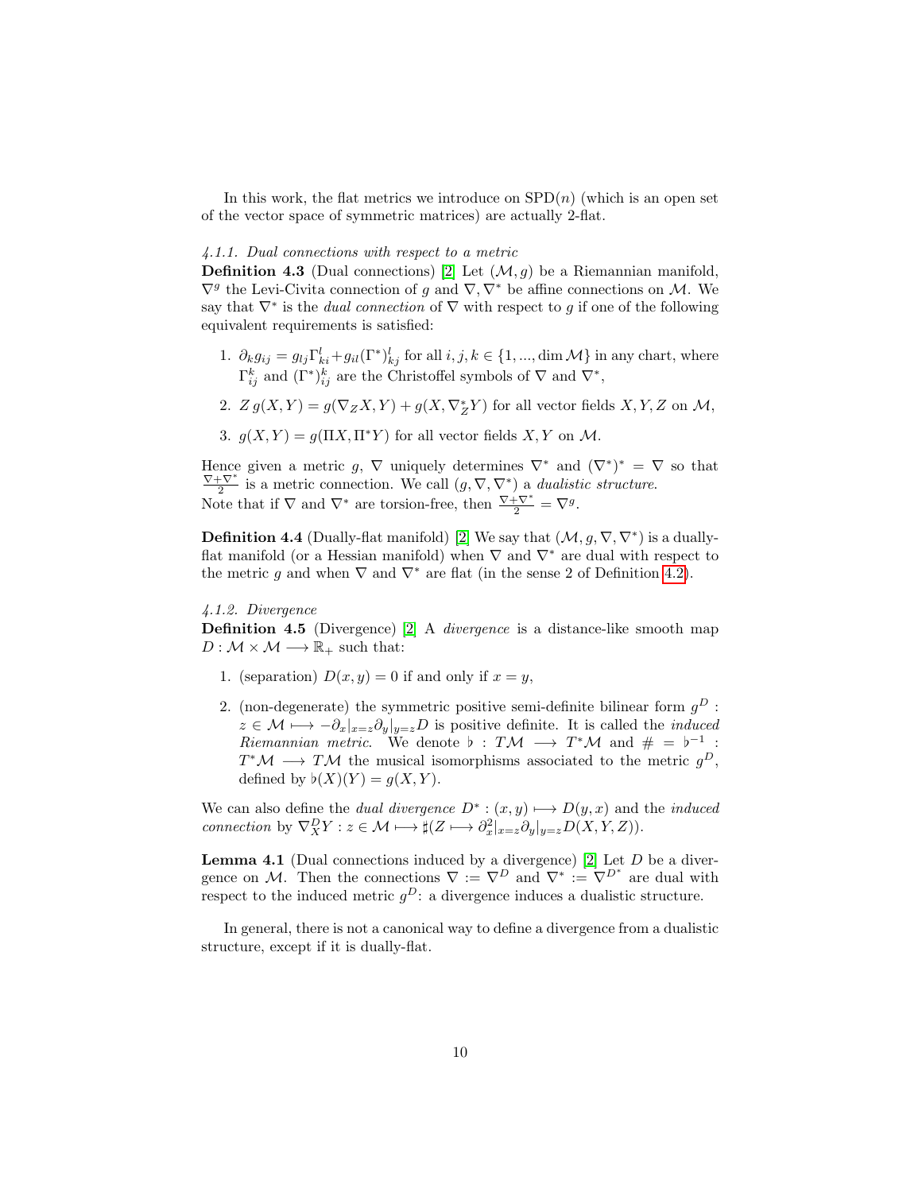In this work, the flat metrics we introduce on $\mathrm{SPD}(n)$ (which is an open set of the vector space of symmetric matrices) are actually 2-flat.

#### 4.1.1. Dual connections with respect to a metric

**Definition 4.3** (Dual connections) [2] Let $(\mathcal{M}, g)$ be a Riemannian manifold, $\nabla^g$ the Levi-Civita connection of $g$ and $\nabla, \nabla^*$ be affine connections on $\mathcal{M}$. We say that $\nabla^*$ is the *dual connection* of $\nabla$ with respect to $g$ if one of the following equivalent requirements is satisfied:

1. $\partial_k g_{ij} = g_{lj}\Gamma_{ki}^l + g_{il}(\Gamma^*)_{kj}^l$ for all $i, j, k \in \{1, ..., \dim \mathcal{M}\}$ in any chart, where $\Gamma_{ij}^k$ and $(\Gamma^*)_{ij}^k$ are the Christoffel symbols of $\nabla$ and $\nabla^*$,
2. $Z\, g(X, Y) = g(\nabla_Z X, Y) + g(X, \nabla_Z^* Y)$ for all vector fields $X, Y, Z$ on $\mathcal{M}$,
3. $g(X, Y) = g(\Pi X, \Pi^* Y)$ for all vector fields $X, Y$ on $\mathcal{M}$.

Hence given a metric $g$, $\nabla$ uniquely determines $\nabla^*$ and $(\nabla^*)^* = \nabla$ so that $\frac{\nabla + \nabla^*}{2}$ is a metric connection. We call $(g, \nabla, \nabla^*)$ a *dualistic structure*.
Note that if $\nabla$ and $\nabla^*$ are torsion-free, then $\frac{\nabla + \nabla^*}{2} = \nabla^g$.

**Definition 4.4** (Dually-flat manifold) [2] We say that $(\mathcal{M}, g, \nabla, \nabla^*)$ is a dually-flat manifold (or a Hessian manifold) when $\nabla$ and $\nabla^*$ are dual with respect to the metric $g$ and when $\nabla$ and $\nabla^*$ are flat (in the sense 2 of Definition 4.2).

#### 4.1.2. Divergence

**Definition 4.5** (Divergence) [2] A *divergence* is a distance-like smooth map $D : \mathcal{M} \times \mathcal{M} \longrightarrow \mathbb{R}_+$ such that:

1. (separation) $D(x, y) = 0$ if and only if $x = y$,
2. (non-degenerate) the symmetric positive semi-definite bilinear form $g^D : z \in \mathcal{M} \longmapsto -\partial_x|_{x=z}\partial_y|_{y=z} D$ is positive definite. It is called the *induced Riemannian metric*. We denote $\flat : T\mathcal{M} \longrightarrow T^*\mathcal{M}$ and $\sharp = \flat^{-1} : T^*\mathcal{M} \longrightarrow T\mathcal{M}$ the musical isomorphisms associated to the metric $g^D$, defined by $\flat(X)(Y) = g(X, Y)$.

We can also define the *dual divergence* $D^* : (x, y) \longmapsto D(y, x)$ and the *induced connection* by $\nabla_X^D Y : z \in \mathcal{M} \longmapsto \sharp(Z \longmapsto \partial_x^2|_{x=z}\partial_y|_{y=z} D(X, Y, Z))$.

**Lemma 4.1** (Dual connections induced by a divergence) [2] Let $D$ be a divergence on $\mathcal{M}$. Then the connections $\nabla := \nabla^D$ and $\nabla^* := \nabla^{D^*}$ are dual with respect to the induced metric $g^D$: a divergence induces a dualistic structure.

In general, there is not a canonical way to define a divergence from a dualistic structure, except if it is dually-flat.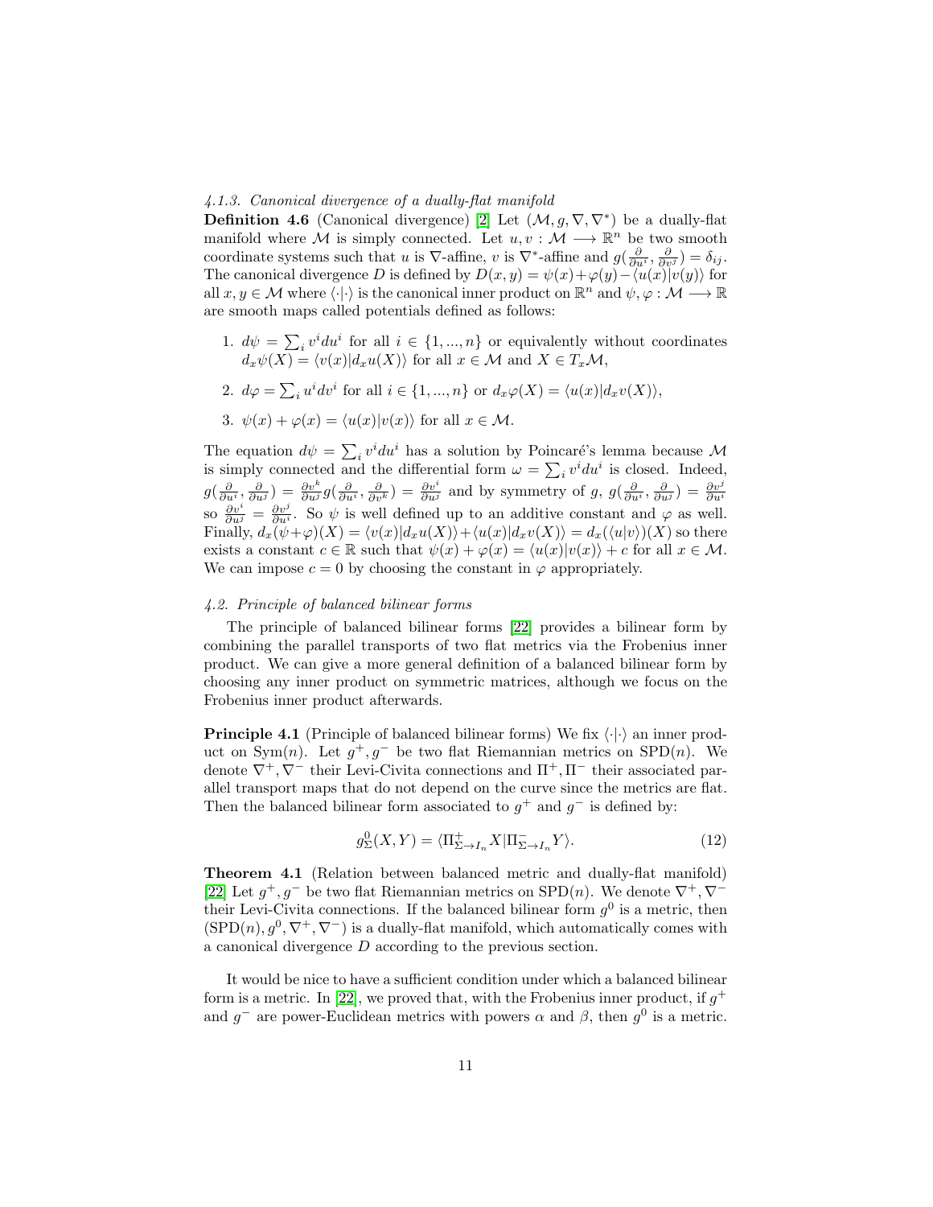#### *4.1.3. Canonical divergence of a dually-flat manifold*

**Definition 4.6** (Canonical divergence) [2] Let $(\mathcal{M}, g, \nabla, \nabla^*)$ be a dually-flat manifold where $\mathcal{M}$ is simply connected. Let $u, v : \mathcal{M} \longrightarrow \mathbb{R}^n$ be two smooth coordinate systems such that $u$ is $\nabla$-affine, $v$ is $\nabla^*$-affine and $g(\frac{\partial}{\partial u^i}, \frac{\partial}{\partial v^j}) = \delta_{ij}$. The canonical divergence $D$ is defined by $D(x, y) = \psi(x) + \varphi(y) - \langle u(x)|v(y)\rangle$ for all $x, y \in \mathcal{M}$ where $\langle\cdot|\cdot\rangle$ is the canonical inner product on $\mathbb{R}^n$ and $\psi, \varphi : \mathcal{M} \longrightarrow \mathbb{R}$ are smooth maps called potentials defined as follows:

1. $d\psi = \sum_i v^i du^i$ for all $i \in \{1, ..., n\}$ or equivalently without coordinates $d_x\psi(X) = \langle v(x)|d_x u(X)\rangle$ for all $x \in \mathcal{M}$ and $X \in T_x\mathcal{M}$,
2. $d\varphi = \sum_i u^i dv^i$ for all $i \in \{1, ..., n\}$ or $d_x\varphi(X) = \langle u(x)|d_x v(X)\rangle$,
3. $\psi(x) + \varphi(x) = \langle u(x)|v(x)\rangle$ for all $x \in \mathcal{M}$.

The equation $d\psi = \sum_i v^i du^i$ has a solution by Poincaré's lemma because $\mathcal{M}$ is simply connected and the differential form $\omega = \sum_i v^i du^i$ is closed. Indeed, $g(\frac{\partial}{\partial u^i}, \frac{\partial}{\partial u^j}) = \frac{\partial v^k}{\partial u^j} g(\frac{\partial}{\partial u^i}, \frac{\partial}{\partial v^k}) = \frac{\partial v^i}{\partial u^j}$ and by symmetry of $g$, $g(\frac{\partial}{\partial u^i}, \frac{\partial}{\partial u^j}) = \frac{\partial v^j}{\partial u^i}$ so $\frac{\partial v^i}{\partial u^j} = \frac{\partial v^j}{\partial u^i}$. So $\psi$ is well defined up to an additive constant and $\varphi$ as well. Finally, $d_x(\psi+\varphi)(X) = \langle v(x)|d_x u(X)\rangle + \langle u(x)|d_x v(X)\rangle = d_x(\langle u|v\rangle)(X)$ so there exists a constant $c \in \mathbb{R}$ such that $\psi(x) + \varphi(x) = \langle u(x)|v(x)\rangle + c$ for all $x \in \mathcal{M}$. We can impose $c = 0$ by choosing the constant in $\varphi$ appropriately.

### *4.2. Principle of balanced bilinear forms*

The principle of balanced bilinear forms [22] provides a bilinear form by combining the parallel transports of two flat metrics via the Frobenius inner product. We can give a more general definition of a balanced bilinear form by choosing any inner product on symmetric matrices, although we focus on the Frobenius inner product afterwards.

**Principle 4.1** (Principle of balanced bilinear forms) We fix $\langle\cdot|\cdot\rangle$ an inner product on $\mathrm{Sym}(n)$. Let $g^+, g^-$ be two flat Riemannian metrics on $\mathrm{SPD}(n)$. We denote $\nabla^+, \nabla^-$ their Levi-Civita connections and $\Pi^+, \Pi^-$ their associated parallel transport maps that do not depend on the curve since the metrics are flat. Then the balanced bilinear form associated to $g^+$ and $g^-$ is defined by:

$$g^0_\Sigma(X, Y) = \langle \Pi^+_{\Sigma \to I_n} X | \Pi^-_{\Sigma \to I_n} Y \rangle. \tag{12}$$

**Theorem 4.1** (Relation between balanced metric and dually-flat manifold) [22] Let $g^+, g^-$ be two flat Riemannian metrics on $\mathrm{SPD}(n)$. We denote $\nabla^+, \nabla^-$ their Levi-Civita connections. If the balanced bilinear form $g^0$ is a metric, then $(\mathrm{SPD}(n), g^0, \nabla^+, \nabla^-)$ is a dually-flat manifold, which automatically comes with a canonical divergence $D$ according to the previous section.

It would be nice to have a sufficient condition under which a balanced bilinear form is a metric. In [22], we proved that, with the Frobenius inner product, if $g^+$ and $g^-$ are power-Euclidean metrics with powers $\alpha$ and $\beta$, then $g^0$ is a metric.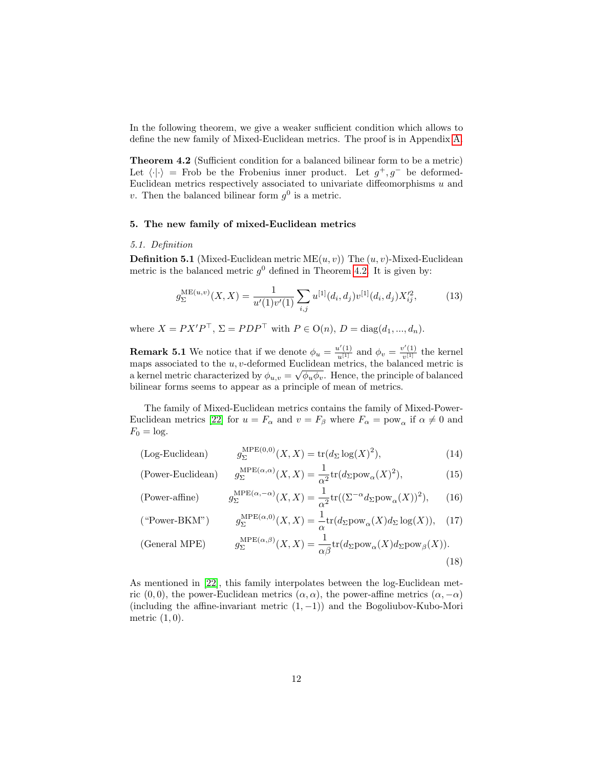In the following theorem, we give a weaker sufficient condition which allows to define the new family of Mixed-Euclidean metrics. The proof is in Appendix A.

**Theorem 4.2** (Sufficient condition for a balanced bilinear form to be a metric) Let $\langle\cdot|\cdot\rangle = \mathrm{Frob}$ be the Frobenius inner product. Let $g^+, g^-$ be deformed-Euclidean metrics respectively associated to univariate diffeomorphisms $u$ and $v$. Then the balanced bilinear form $g^0$ is a metric.

## 5. The new family of mixed-Euclidean metrics

### 5.1. Definition

**Definition 5.1** (Mixed-Euclidean metric $\mathrm{ME}(u,v)$) The $(u,v)$-Mixed-Euclidean metric is the balanced metric $g^0$ defined in Theorem 4.2. It is given by:

$$g_\Sigma^{\mathrm{ME}(u,v)}(X,X) = \frac{1}{u'(1)v'(1)} \sum_{i,j} u^{[1]}(d_i,d_j) v^{[1]}(d_i,d_j) X_{ij}'^2, \tag{13}$$

where $X = PX'P^\top$, $\Sigma = PDP^\top$ with $P \in \mathrm{O}(n)$, $D = \mathrm{diag}(d_1, ..., d_n)$.

**Remark 5.1** We notice that if we denote $\phi_u = \frac{u'(1)}{u^{[1]}}$ and $\phi_v = \frac{v'(1)}{v^{[1]}}$ the kernel maps associated to the $u,v$-deformed Euclidean metrics, the balanced metric is a kernel metric characterized by $\phi_{u,v} = \sqrt{\phi_u \phi_v}$. Hence, the principle of balanced bilinear forms seems to appear as a principle of mean of metrics.

The family of Mixed-Euclidean metrics contains the family of Mixed-Power-Euclidean metrics [22] for $u = F_\alpha$ and $v = F_\beta$ where $F_\alpha = \mathrm{pow}_\alpha$ if $\alpha \neq 0$ and $F_0 = \log$.

$$\text{(Log-Euclidean)} \qquad g_\Sigma^{\mathrm{MPE}(0,0)}(X,X) = \mathrm{tr}(d_\Sigma \log(X)^2), \tag{14}$$

$$\text{(Power-Euclidean)} \qquad g_\Sigma^{\mathrm{MPE}(\alpha,\alpha)}(X,X) = \frac{1}{\alpha^2}\mathrm{tr}(d_\Sigma \mathrm{pow}_\alpha(X)^2), \tag{15}$$

$$\text{(Power-affine)} \qquad g_\Sigma^{\mathrm{MPE}(\alpha,-\alpha)}(X,X) = \frac{1}{\alpha^2}\mathrm{tr}((\Sigma^{-\alpha} d_\Sigma \mathrm{pow}_\alpha(X))^2), \tag{16}$$

$$\text{(“Power-BKM”)} \qquad g_\Sigma^{\mathrm{MPE}(\alpha,0)}(X,X) = \frac{1}{\alpha}\mathrm{tr}(d_\Sigma \mathrm{pow}_\alpha(X) d_\Sigma \log(X)), \tag{17}$$

$$\text{(General MPE)} \qquad g_\Sigma^{\mathrm{MPE}(\alpha,\beta)}(X,X) = \frac{1}{\alpha\beta}\mathrm{tr}(d_\Sigma \mathrm{pow}_\alpha(X) d_\Sigma \mathrm{pow}_\beta(X)). \tag{18}$$

As mentioned in [22], this family interpolates between the log-Euclidean metric $(0,0)$, the power-Euclidean metrics $(\alpha,\alpha)$, the power-affine metrics $(\alpha,-\alpha)$ (including the affine-invariant metric $(1,-1)$) and the Bogoliubov-Kubo-Mori metric $(1,0)$.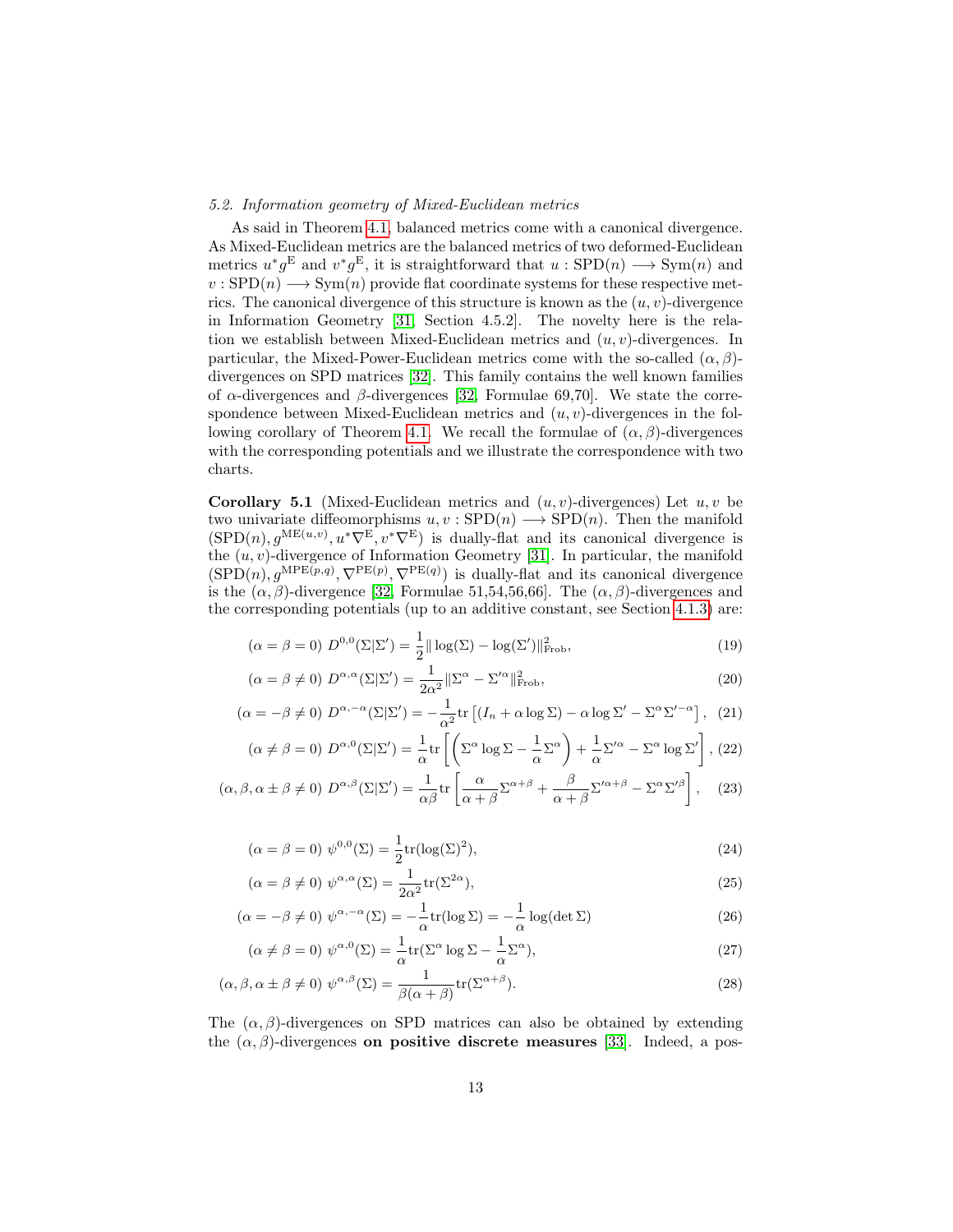### *5.2. Information geometry of Mixed-Euclidean metrics*

As said in Theorem 4.1, balanced metrics come with a canonical divergence. As Mixed-Euclidean metrics are the balanced metrics of two deformed-Euclidean metrics $u^*g^{\mathrm{E}}$ and $v^*g^{\mathrm{E}}$, it is straightforward that $u : \mathrm{SPD}(n) \longrightarrow \mathrm{Sym}(n)$ and $v : \mathrm{SPD}(n) \longrightarrow \mathrm{Sym}(n)$ provide flat coordinate systems for these respective metrics. The canonical divergence of this structure is known as the $(u,v)$-divergence in Information Geometry [31, Section 4.5.2]. The novelty here is the relation we establish between Mixed-Euclidean metrics and $(u,v)$-divergences. In particular, the Mixed-Power-Euclidean metrics come with the so-called $(\alpha,\beta)$-divergences on SPD matrices [32]. This family contains the well known families of $\alpha$-divergences and $\beta$-divergences [32, Formulae 69,70]. We state the correspondence between Mixed-Euclidean metrics and $(u,v)$-divergences in the following corollary of Theorem 4.1. We recall the formulae of $(\alpha,\beta)$-divergences with the corresponding potentials and we illustrate the correspondence with two charts.

**Corollary 5.1** (Mixed-Euclidean metrics and $(u,v)$-divergences) Let $u,v$ be two univariate diffeomorphisms $u,v : \mathrm{SPD}(n) \longrightarrow \mathrm{SPD}(n)$. Then the manifold $(\mathrm{SPD}(n), g^{\mathrm{ME}(u,v)}, u^*\nabla^{\mathrm{E}}, v^*\nabla^{\mathrm{E}})$ is dually-flat and its canonical divergence is the $(u,v)$-divergence of Information Geometry [31]. In particular, the manifold $(\mathrm{SPD}(n), g^{\mathrm{MPE}(p,q)}, \nabla^{\mathrm{PE}(p)}, \nabla^{\mathrm{PE}(q)})$ is dually-flat and its canonical divergence is the $(\alpha,\beta)$-divergence [32, Formulae 51,54,56,66]. The $(\alpha,\beta)$-divergences and the corresponding potentials (up to an additive constant, see Section 4.1.3) are:

$$(\alpha=\beta=0)\ D^{0,0}(\Sigma|\Sigma') = \frac{1}{2}\|\log(\Sigma)-\log(\Sigma')\|^2_{\mathrm{Frob}}, \tag{19}$$

$$(\alpha=\beta\neq 0)\ D^{\alpha,\alpha}(\Sigma|\Sigma') = \frac{1}{2\alpha^2}\|\Sigma^\alpha-\Sigma'^\alpha\|^2_{\mathrm{Frob}}, \tag{20}$$

$$(\alpha=-\beta\neq 0)\ D^{\alpha,-\alpha}(\Sigma|\Sigma') = -\frac{1}{\alpha^2}\mathrm{tr}\left[(I_n+\alpha\log\Sigma)-\alpha\log\Sigma'-\Sigma^\alpha\Sigma'^{-\alpha}\right], \tag{21}$$

$$(\alpha\neq\beta=0)\ D^{\alpha,0}(\Sigma|\Sigma') = \frac{1}{\alpha}\mathrm{tr}\left[\left(\Sigma^\alpha\log\Sigma-\frac{1}{\alpha}\Sigma^\alpha\right)+\frac{1}{\alpha}\Sigma'^\alpha-\Sigma^\alpha\log\Sigma'\right], \tag{22}$$

$$(\alpha,\beta,\alpha\pm\beta\neq 0)\ D^{\alpha,\beta}(\Sigma|\Sigma') = \frac{1}{\alpha\beta}\mathrm{tr}\left[\frac{\alpha}{\alpha+\beta}\Sigma^{\alpha+\beta}+\frac{\beta}{\alpha+\beta}\Sigma'^{\alpha+\beta}-\Sigma^\alpha\Sigma'^\beta\right], \tag{23}$$

$$(\alpha=\beta=0)\ \psi^{0,0}(\Sigma) = \frac{1}{2}\mathrm{tr}(\log(\Sigma)^2), \tag{24}$$

$$(\alpha=\beta\neq 0)\ \psi^{\alpha,\alpha}(\Sigma) = \frac{1}{2\alpha^2}\mathrm{tr}(\Sigma^{2\alpha}), \tag{25}$$

$$(\alpha=-\beta\neq 0)\ \psi^{\alpha,-\alpha}(\Sigma) = -\frac{1}{\alpha}\mathrm{tr}(\log\Sigma) = -\frac{1}{\alpha}\log(\det\Sigma) \tag{26}$$

$$(\alpha\neq\beta=0)\ \psi^{\alpha,0}(\Sigma) = \frac{1}{\alpha}\mathrm{tr}(\Sigma^\alpha\log\Sigma-\frac{1}{\alpha}\Sigma^\alpha), \tag{27}$$

$$(\alpha,\beta,\alpha\pm\beta\neq 0)\ \psi^{\alpha,\beta}(\Sigma) = \frac{1}{\beta(\alpha+\beta)}\mathrm{tr}(\Sigma^{\alpha+\beta}). \tag{28}$$

The $(\alpha,\beta)$-divergences on SPD matrices can also be obtained by extending the $(\alpha,\beta)$-divergences **on positive discrete measures** [33]. Indeed, a pos-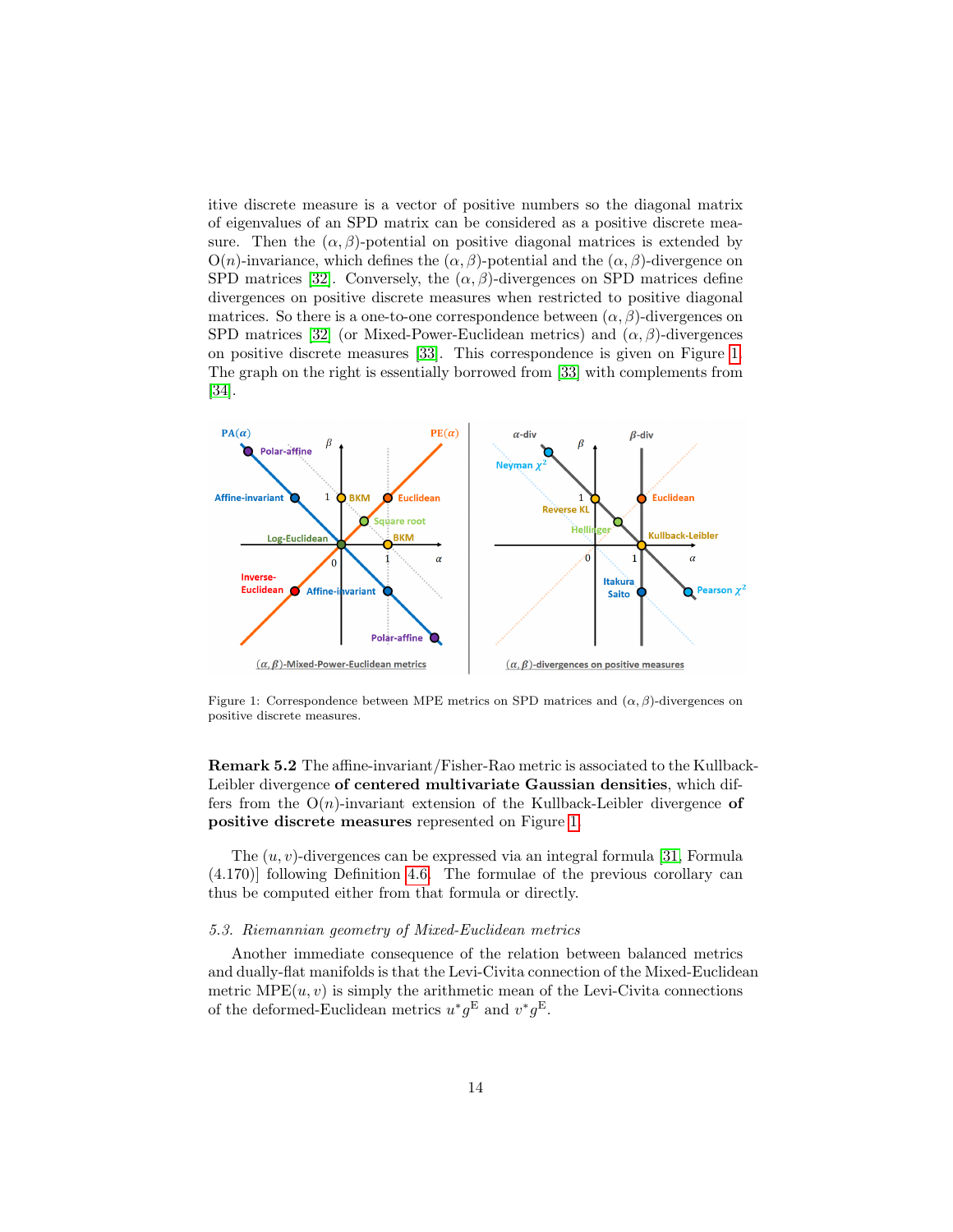itive discrete measure is a vector of positive numbers so the diagonal matrix of eigenvalues of an SPD matrix can be considered as a positive discrete measure. Then the $(\alpha, \beta)$-potential on positive diagonal matrices is extended by $\mathrm{O}(n)$-invariance, which defines the $(\alpha, \beta)$-potential and the $(\alpha, \beta)$-divergence on SPD matrices [32]. Conversely, the $(\alpha, \beta)$-divergences on SPD matrices define divergences on positive discrete measures when restricted to positive diagonal matrices. So there is a one-to-one correspondence between $(\alpha, \beta)$-divergences on SPD matrices [32] (or Mixed-Power-Euclidean metrics) and $(\alpha, \beta)$-divergences on positive discrete measures [33]. This correspondence is given on Figure 1. The graph on the right is essentially borrowed from [33] with complements from [34].

Figure 1: Correspondence between MPE metrics on SPD matrices and $(\alpha, \beta)$-divergences on positive discrete measures.

**Remark 5.2** The affine-invariant/Fisher-Rao metric is associated to the Kullback-Leibler divergence **of centered multivariate Gaussian densities**, which differs from the $\mathrm{O}(n)$-invariant extension of the Kullback-Leibler divergence **of positive discrete measures** represented on Figure 1.

The $(u, v)$-divergences can be expressed via an integral formula [31, Formula (4.170)] following Definition 4.6. The formulae of the previous corollary can thus be computed either from that formula or directly.

### *5.3. Riemannian geometry of Mixed-Euclidean metrics*

Another immediate consequence of the relation between balanced metrics and dually-flat manifolds is that the Levi-Civita connection of the Mixed-Euclidean metric $\mathrm{MPE}(u, v)$ is simply the arithmetic mean of the Levi-Civita connections of the deformed-Euclidean metrics $u^* g^{\mathrm{E}}$ and $v^* g^{\mathrm{E}}$.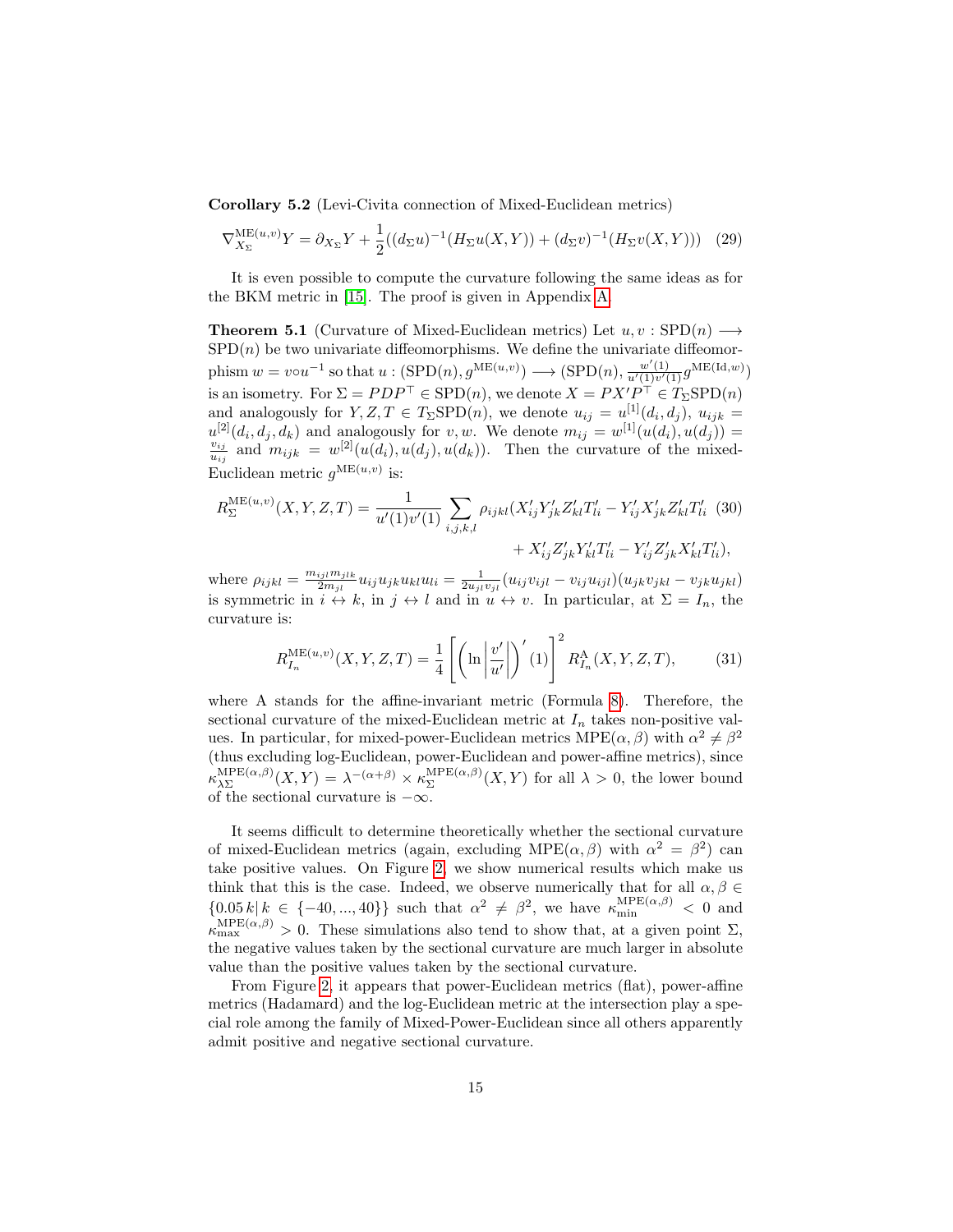**Corollary 5.2** (Levi-Civita connection of Mixed-Euclidean metrics)

$$\nabla^{\mathrm{ME}(u,v)}_{X_\Sigma} Y = \partial_{X_\Sigma} Y + \frac{1}{2}((d_\Sigma u)^{-1}(H_\Sigma u(X,Y)) + (d_\Sigma v)^{-1}(H_\Sigma v(X,Y))) \quad (29)$$

It is even possible to compute the curvature following the same ideas as for the BKM metric in [15]. The proof is given in Appendix A.

**Theorem 5.1** (Curvature of Mixed-Euclidean metrics) Let $u, v : \mathrm{SPD}(n) \longrightarrow \mathrm{SPD}(n)$ be two univariate diffeomorphisms. We define the univariate diffeomorphism $w = v \circ u^{-1}$ so that $u : (\mathrm{SPD}(n), g^{\mathrm{ME}(u,v)}) \longrightarrow (\mathrm{SPD}(n), \frac{w'(1)}{u'(1)v'(1)} g^{\mathrm{ME}(\mathrm{Id},w)})$ is an isometry. For $\Sigma = PDP^\top \in \mathrm{SPD}(n)$, we denote $X = PX'P^\top \in T_\Sigma\mathrm{SPD}(n)$ and analogously for $Y, Z, T \in T_\Sigma\mathrm{SPD}(n)$, we denote $u_{ij} = u^{[1]}(d_i, d_j)$, $u_{ijk} = u^{[2]}(d_i, d_j, d_k)$ and analogously for $v, w$. We denote $m_{ij} = w^{[1]}(u(d_i), u(d_j)) = \frac{v_{ij}}{u_{ij}}$ and $m_{ijk} = w^{[2]}(u(d_i), u(d_j), u(d_k))$. Then the curvature of the mixed-Euclidean metric $g^{\mathrm{ME}(u,v)}$ is:

$$R^{\mathrm{ME}(u,v)}_\Sigma(X,Y,Z,T) = \frac{1}{u'(1)v'(1)} \sum_{i,j,k,l} \rho_{ijkl}(X'_{ij}Y'_{jk}Z'_{kl}T'_{li} - Y'_{ij}X'_{jk}Z'_{kl}T'_{li} + X'_{ij}Z'_{jk}Y'_{kl}T'_{li} - Y'_{ij}Z'_{jk}X'_{kl}T'_{li}), \quad (30)$$

where $\rho_{ijkl} = \frac{m_{ijl}m_{jlk}}{2m_{jl}} u_{ij}u_{jk}u_{kl}u_{li} = \frac{1}{2u_{jl}v_{jl}}(u_{ij}v_{ijl} - v_{ij}u_{ijl})(u_{jk}v_{jkl} - v_{jk}u_{jkl})$ is symmetric in $i \leftrightarrow k$, in $j \leftrightarrow l$ and in $u \leftrightarrow v$. In particular, at $\Sigma = I_n$, the curvature is:

$$R^{\mathrm{ME}(u,v)}_{I_n}(X,Y,Z,T) = \frac{1}{4}\left[\left(\ln\left|\frac{v'}{u'}\right|\right)'(1)\right]^2 R^{\mathrm{A}}_{I_n}(X,Y,Z,T), \quad (31)$$

where A stands for the affine-invariant metric (Formula 8). Therefore, the sectional curvature of the mixed-Euclidean metric at $I_n$ takes non-positive values. In particular, for mixed-power-Euclidean metrics $\mathrm{MPE}(\alpha,\beta)$ with $\alpha^2 \neq \beta^2$ (thus excluding log-Euclidean, power-Euclidean and power-affine metrics), since $\kappa^{\mathrm{MPE}(\alpha,\beta)}_{\lambda\Sigma}(X,Y) = \lambda^{-(\alpha+\beta)} \times \kappa^{\mathrm{MPE}(\alpha,\beta)}_\Sigma(X,Y)$ for all $\lambda > 0$, the lower bound of the sectional curvature is $-\infty$.

It seems difficult to determine theoretically whether the sectional curvature of mixed-Euclidean metrics (again, excluding $\mathrm{MPE}(\alpha,\beta)$ with $\alpha^2 = \beta^2$) can take positive values. On Figure 2, we show numerical results which make us think that this is the case. Indeed, we observe numerically that for all $\alpha, \beta \in \{0.05\,k \,|\, k \in \{-40, ..., 40\}\}$ such that $\alpha^2 \neq \beta^2$, we have $\kappa^{\mathrm{MPE}(\alpha,\beta)}_{\min} < 0$ and $\kappa^{\mathrm{MPE}(\alpha,\beta)}_{\max} > 0$. These simulations also tend to show that, at a given point $\Sigma$, the negative values taken by the sectional curvature are much larger in absolute value than the positive values taken by the sectional curvature.

From Figure 2, it appears that power-Euclidean metrics (flat), power-affine metrics (Hadamard) and the log-Euclidean metric at the intersection play a special role among the family of Mixed-Power-Euclidean since all others apparently admit positive and negative sectional curvature.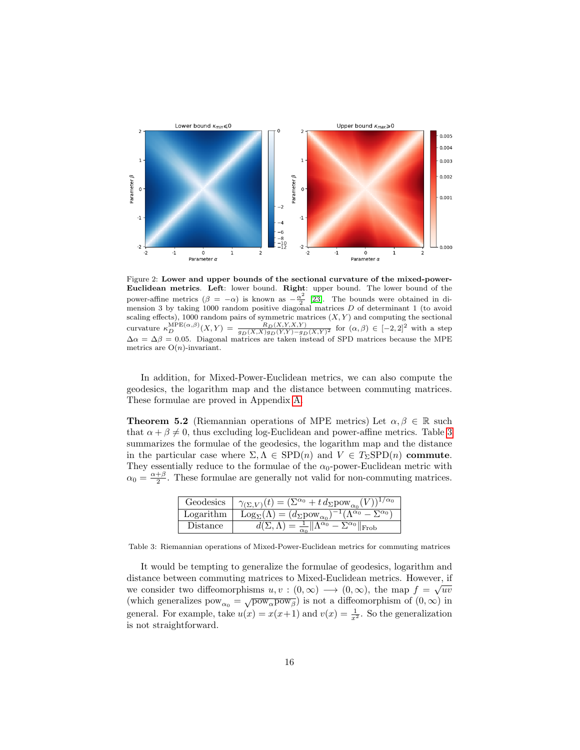Figure 2: **Lower and upper bounds of the sectional curvature of the mixed-power-Euclidean metrics**. **Left**: lower bound. **Right**: upper bound. The lower bound of the power-affine metrics ($\beta = -\alpha$) is known as $-\frac{\alpha^2}{2}$ [23]. The bounds were obtained in dimension 3 by taking 1000 random positive diagonal matrices $D$ of determinant 1 (to avoid scaling effects), 1000 random pairs of symmetric matrices $(X, Y)$ and computing the sectional curvature $\kappa_D^{\mathrm{MPE}(\alpha,\beta)}(X, Y) = \frac{R_D(X,Y,X,Y)}{g_D(X,X)g_D(Y,Y)-g_D(X,Y)^2}$ for $(\alpha, \beta) \in [-2, 2]^2$ with a step $\Delta\alpha = \Delta\beta = 0.05$. Diagonal matrices are taken instead of SPD matrices because the MPE metrics are $\mathrm{O}(n)$-invariant.

In addition, for Mixed-Power-Euclidean metrics, we can also compute the geodesics, the logarithm map and the distance between commuting matrices. These formulae are proved in Appendix A.

**Theorem 5.2** (Riemannian operations of MPE metrics) Let $\alpha, \beta \in \mathbb{R}$ such that $\alpha + \beta \neq 0$, thus excluding log-Euclidean and power-affine metrics. Table 3 summarizes the formulae of the geodesics, the logarithm map and the distance in the particular case where $\Sigma, \Lambda \in \mathrm{SPD}(n)$ and $V \in T_\Sigma\mathrm{SPD}(n)$ **commute**. They essentially reduce to the formulae of the $\alpha_0$-power-Euclidean metric with $\alpha_0 = \frac{\alpha+\beta}{2}$. These formulae are generally not valid for non-commuting matrices.

| | |
|---|---|
| Geodesics | $\gamma_{(\Sigma,V)}(t) = (\Sigma^{\alpha_0} + t\, d_\Sigma \mathrm{pow}_{\alpha_0}(V))^{1/\alpha_0}$ |
| Logarithm | $\mathrm{Log}_\Sigma(\Lambda) = (d_\Sigma \mathrm{pow}_{\alpha_0})^{-1}(\Lambda^{\alpha_0} - \Sigma^{\alpha_0})$ |
| Distance | $d(\Sigma, \Lambda) = \frac{1}{\alpha_0}\|\Lambda^{\alpha_0} - \Sigma^{\alpha_0}\|_{\mathrm{Frob}}$ |

Table 3: Riemannian operations of Mixed-Power-Euclidean metrics for commuting matrices

It would be tempting to generalize the formulae of geodesics, logarithm and distance between commuting matrices to Mixed-Euclidean metrics. However, if we consider two diffeomorphisms $u, v : (0, \infty) \longrightarrow (0, \infty)$, the map $f = \sqrt{uv}$ (which generalizes $\mathrm{pow}_{\alpha_0} = \sqrt{\mathrm{pow}_\alpha \mathrm{pow}_\beta}$) is not a diffeomorphism of $(0, \infty)$ in general. For example, take $u(x) = x(x+1)$ and $v(x) = \frac{1}{x^2}$. So the generalization is not straightforward.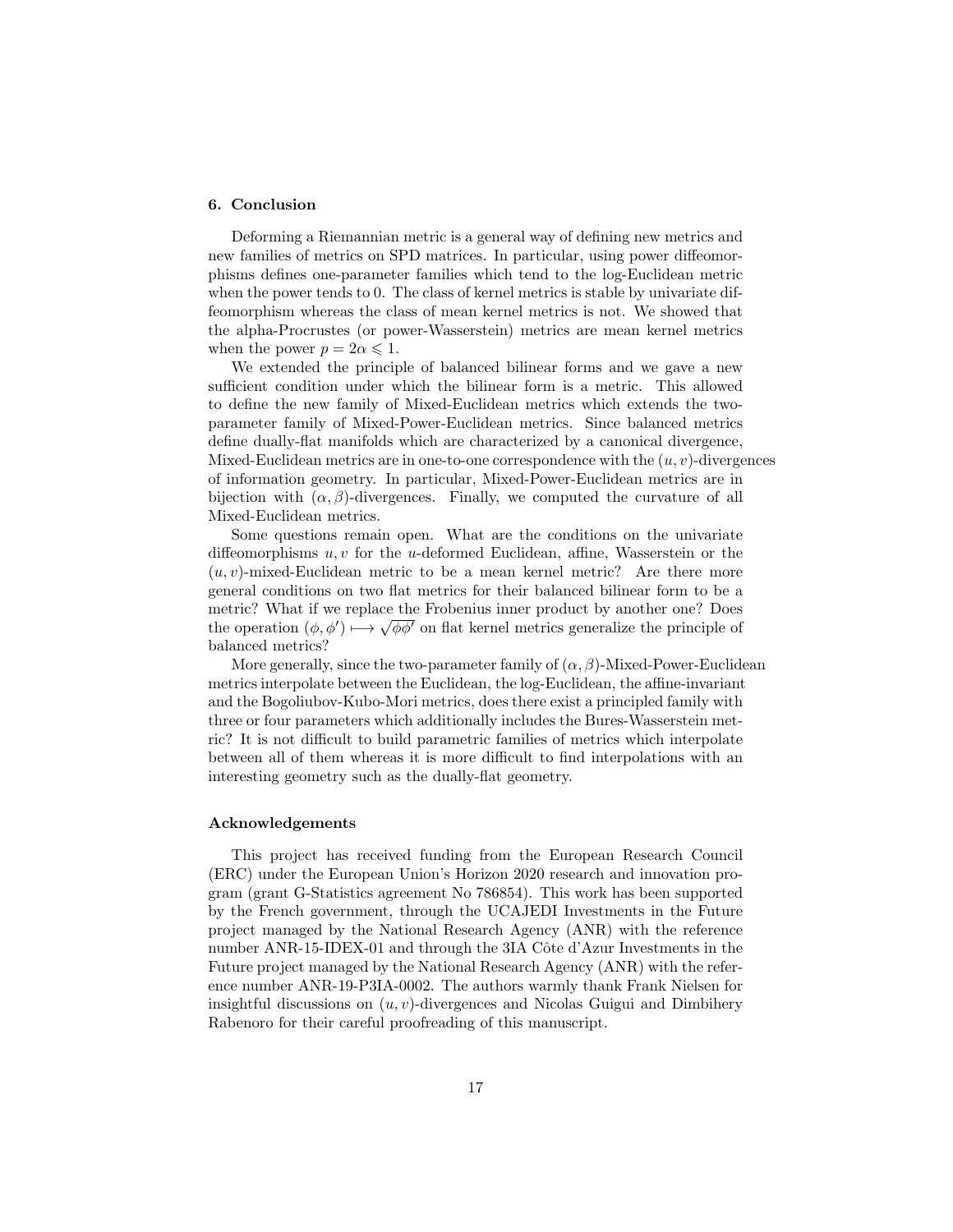## 6. Conclusion

Deforming a Riemannian metric is a general way of defining new metrics and new families of metrics on SPD matrices. In particular, using power diffeomorphisms defines one-parameter families which tend to the log-Euclidean metric when the power tends to 0. The class of kernel metrics is stable by univariate diffeomorphism whereas the class of mean kernel metrics is not. We showed that the alpha-Procrustes (or power-Wasserstein) metrics are mean kernel metrics when the power $p = 2\alpha \leqslant 1$.

We extended the principle of balanced bilinear forms and we gave a new sufficient condition under which the bilinear form is a metric. This allowed to define the new family of Mixed-Euclidean metrics which extends the two-parameter family of Mixed-Power-Euclidean metrics. Since balanced metrics define dually-flat manifolds which are characterized by a canonical divergence, Mixed-Euclidean metrics are in one-to-one correspondence with the $(u, v)$-divergences of information geometry. In particular, Mixed-Power-Euclidean metrics are in bijection with $(\alpha, \beta)$-divergences. Finally, we computed the curvature of all Mixed-Euclidean metrics.

Some questions remain open. What are the conditions on the univariate diffeomorphisms $u, v$ for the $u$-deformed Euclidean, affine, Wasserstein or the $(u, v)$-mixed-Euclidean metric to be a mean kernel metric? Are there more general conditions on two flat metrics for their balanced bilinear form to be a metric? What if we replace the Frobenius inner product by another one? Does the operation $(\phi, \phi') \longmapsto \sqrt{\phi\phi'}$ on flat kernel metrics generalize the principle of balanced metrics?

More generally, since the two-parameter family of $(\alpha, \beta)$-Mixed-Power-Euclidean metrics interpolate between the Euclidean, the log-Euclidean, the affine-invariant and the Bogoliubov-Kubo-Mori metrics, does there exist a principled family with three or four parameters which additionally includes the Bures-Wasserstein metric? It is not difficult to build parametric families of metrics which interpolate between all of them whereas it is more difficult to find interpolations with an interesting geometry such as the dually-flat geometry.

### Acknowledgements

This project has received funding from the European Research Council (ERC) under the European Union's Horizon 2020 research and innovation program (grant G-Statistics agreement No 786854). This work has been supported by the French government, through the UCAJEDI Investments in the Future project managed by the National Research Agency (ANR) with the reference number ANR-15-IDEX-01 and through the 3IA Côte d'Azur Investments in the Future project managed by the National Research Agency (ANR) with the reference number ANR-19-P3IA-0002. The authors warmly thank Frank Nielsen for insightful discussions on $(u, v)$-divergences and Nicolas Guigui and Dimbihery Rabenoro for their careful proofreading of this manuscript.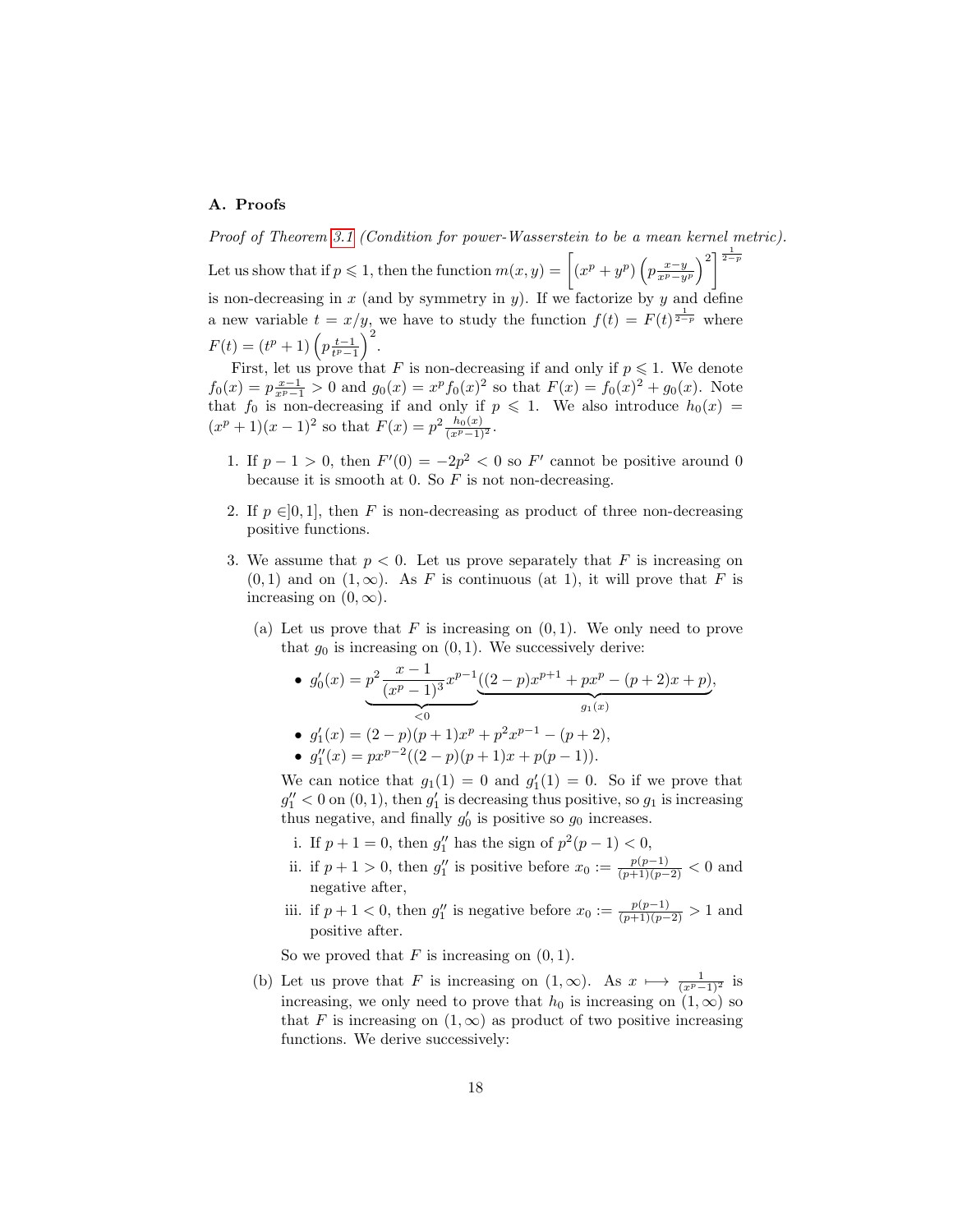## A. Proofs

*Proof of Theorem 3.1 (Condition for power-Wasserstein to be a mean kernel metric).*
Let us show that if $p \leqslant 1$, then the function $m(x,y) = \left[(x^p + y^p)\left(p\frac{x-y}{x^p-y^p}\right)^2\right]^{\frac{1}{2-p}}$ is non-decreasing in $x$ (and by symmetry in $y$). If we factorize by $y$ and define a new variable $t = x/y$, we have to study the function $f(t) = F(t)^{\frac{1}{2-p}}$ where $F(t) = (t^p+1)\left(p\frac{t-1}{t^p-1}\right)^2$.

First, let us prove that $F$ is non-decreasing if and only if $p \leqslant 1$. We denote $f_0(x) = p\frac{x-1}{x^p-1} > 0$ and $g_0(x) = x^p f_0(x)^2$ so that $F(x) = f_0(x)^2 + g_0(x)$. Note that $f_0$ is non-decreasing if and only if $p \leqslant 1$. We also introduce $h_0(x) = (x^p+1)(x-1)^2$ so that $F(x) = p^2\frac{h_0(x)}{(x^p-1)^2}$.

1. If $p - 1 > 0$, then $F'(0) = -2p^2 < 0$ so $F'$ cannot be positive around 0 because it is smooth at 0. So $F$ is not non-decreasing.
2. If $p \in ]0,1]$, then $F$ is non-decreasing as product of three non-decreasing positive functions.
3. We assume that $p < 0$. Let us prove separately that $F$ is increasing on $(0,1)$ and on $(1,\infty)$. As $F$ is continuous (at 1), it will prove that $F$ is increasing on $(0,\infty)$.
   (a) Let us prove that $F$ is increasing on $(0,1)$. We only need to prove that $g_0$ is increasing on $(0,1)$. We successively derive:
   - $g_0'(x) = \underbrace{p^2\frac{x-1}{(x^p-1)^3}x^{p-1}}_{<0}\underbrace{((2-p)x^{p+1} + px^p - (p+2)x + p)}_{g_1(x)}$,
   - $g_1'(x) = (2-p)(p+1)x^p + p^2x^{p-1} - (p+2)$,
   - $g_1''(x) = px^{p-2}((2-p)(p+1)x + p(p-1))$.

   We can notice that $g_1(1) = 0$ and $g_1'(1) = 0$. So if we prove that $g_1'' < 0$ on $(0,1)$, then $g_1'$ is decreasing thus positive, so $g_1$ is increasing thus negative, and finally $g_0'$ is positive so $g_0$ increases.
   i. If $p+1 = 0$, then $g_1''$ has the sign of $p^2(p-1) < 0$,
   ii. if $p+1 > 0$, then $g_1''$ is positive before $x_0 := \frac{p(p-1)}{(p+1)(p-2)} < 0$ and negative after,
   iii. if $p+1 < 0$, then $g_1''$ is negative before $x_0 := \frac{p(p-1)}{(p+1)(p-2)} > 1$ and positive after.

   So we proved that $F$ is increasing on $(0,1)$.
   (b) Let us prove that $F$ is increasing on $(1,\infty)$. As $x \longmapsto \frac{1}{(x^p-1)^2}$ is increasing, we only need to prove that $h_0$ is increasing on $(1,\infty)$ so that $F$ is increasing on $(1,\infty)$ as product of two positive increasing functions. We derive successively: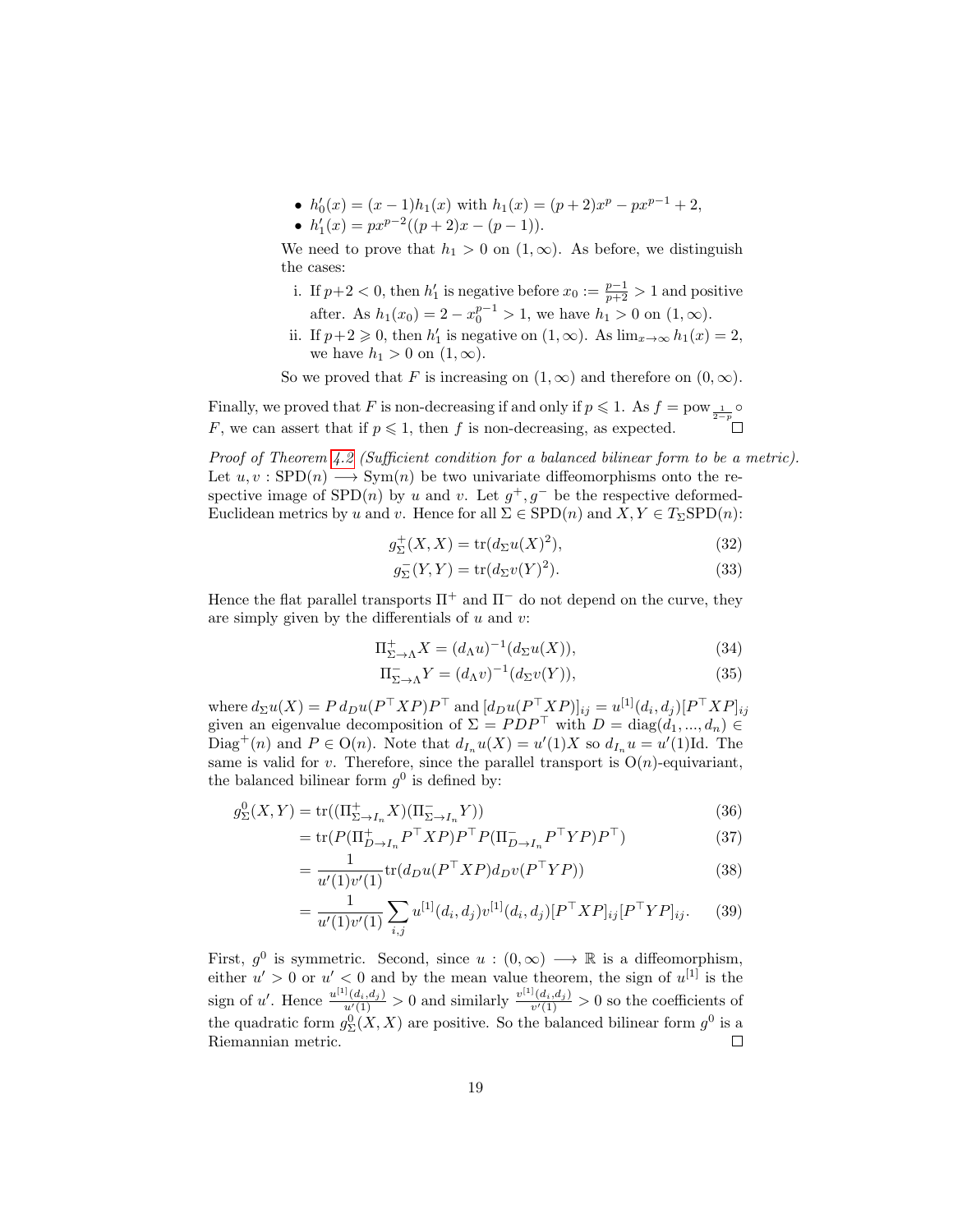- $h_0'(x) = (x-1)h_1(x)$ with $h_1(x) = (p+2)x^p - px^{p-1} + 2$,
- $h_1'(x) = px^{p-2}((p+2)x - (p-1))$.

We need to prove that $h_1 > 0$ on $(1, \infty)$. As before, we distinguish the cases:

i. If $p+2 < 0$, then $h_1'$ is negative before $x_0 := \frac{p-1}{p+2} > 1$ and positive after. As $h_1(x_0) = 2 - x_0^{p-1} > 1$, we have $h_1 > 0$ on $(1, \infty)$.

ii. If $p+2 \geqslant 0$, then $h_1'$ is negative on $(1, \infty)$. As $\lim_{x\to\infty} h_1(x) = 2$, we have $h_1 > 0$ on $(1, \infty)$.

So we proved that $F$ is increasing on $(1, \infty)$ and therefore on $(0, \infty)$.

Finally, we proved that $F$ is non-decreasing if and only if $p \leqslant 1$. As $f = \mathrm{pow}_{\frac{1}{2-p}} \circ F$, we can assert that if $p \leqslant 1$, then $f$ is non-decreasing, as expected. □

*Proof of Theorem 4.2 (Sufficient condition for a balanced bilinear form to be a metric).* Let $u, v : \mathrm{SPD}(n) \longrightarrow \mathrm{Sym}(n)$ be two univariate diffeomorphisms onto the respective image of $\mathrm{SPD}(n)$ by $u$ and $v$. Let $g^+, g^-$ be the respective deformed-Euclidean metrics by $u$ and $v$. Hence for all $\Sigma \in \mathrm{SPD}(n)$ and $X, Y \in T_\Sigma \mathrm{SPD}(n)$:

$$g_\Sigma^+(X, X) = \mathrm{tr}(d_\Sigma u(X)^2), \tag{32}$$

$$g_\Sigma^-(Y, Y) = \mathrm{tr}(d_\Sigma v(Y)^2). \tag{33}$$

Hence the flat parallel transports $\Pi^+$ and $\Pi^-$ do not depend on the curve, they are simply given by the differentials of $u$ and $v$:

$$\Pi^+_{\Sigma\to\Lambda} X = (d_\Lambda u)^{-1}(d_\Sigma u(X)), \tag{34}$$

$$\Pi^-_{\Sigma\to\Lambda} Y = (d_\Lambda v)^{-1}(d_\Sigma v(Y)), \tag{35}$$

where $d_\Sigma u(X) = P\, d_D u(P^\top X P) P^\top$ and $[d_D u(P^\top X P)]_{ij} = u^{[1]}(d_i, d_j)[P^\top X P]_{ij}$ given an eigenvalue decomposition of $\Sigma = PDP^\top$ with $D = \mathrm{diag}(d_1, ..., d_n) \in \mathrm{Diag}^+(n)$ and $P \in \mathrm{O}(n)$. Note that $d_{I_n} u(X) = u'(1)X$ so $d_{I_n} u = u'(1)\mathrm{Id}$. The same is valid for $v$. Therefore, since the parallel transport is $\mathrm{O}(n)$-equivariant, the balanced bilinear form $g^0$ is defined by:

$$g_\Sigma^0(X, Y) = \mathrm{tr}((\Pi^+_{\Sigma\to I_n} X)(\Pi^-_{\Sigma\to I_n} Y)) \tag{36}$$

$$= \mathrm{tr}(P(\Pi^+_{D\to I_n} P^\top X P)P^\top P(\Pi^-_{D\to I_n} P^\top Y P)P^\top) \tag{37}$$

$$= \frac{1}{u'(1)v'(1)} \mathrm{tr}(d_D u(P^\top X P) d_D v(P^\top Y P)) \tag{38}$$

$$= \frac{1}{u'(1)v'(1)} \sum_{i,j} u^{[1]}(d_i, d_j) v^{[1]}(d_i, d_j)[P^\top X P]_{ij}[P^\top Y P]_{ij}. \tag{39}$$

First, $g^0$ is symmetric. Second, since $u : (0, \infty) \longrightarrow \mathbb{R}$ is a diffeomorphism, either $u' > 0$ or $u' < 0$ and by the mean value theorem, the sign of $u^{[1]}$ is the sign of $u'$. Hence $\frac{u^{[1]}(d_i, d_j)}{u'(1)} > 0$ and similarly $\frac{v^{[1]}(d_i, d_j)}{v'(1)} > 0$ so the coefficients of the quadratic form $g_\Sigma^0(X, X)$ are positive. So the balanced bilinear form $g^0$ is a Riemannian metric. □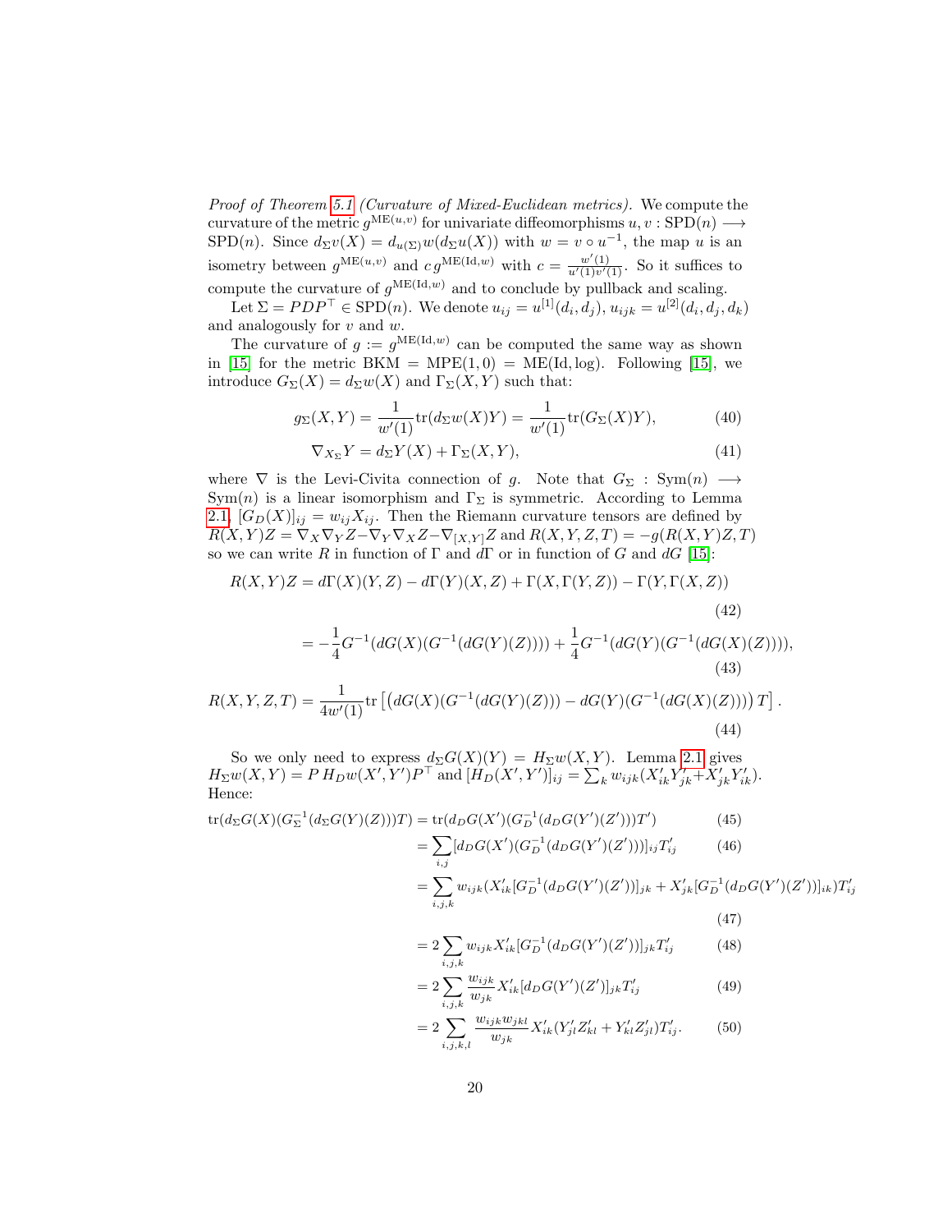*Proof of Theorem 5.1 (Curvature of Mixed-Euclidean metrics).* We compute the curvature of the metric $g^{\mathrm{ME}(u,v)}$ for univariate diffeomorphisms $u, v : \mathrm{SPD}(n) \longrightarrow \mathrm{SPD}(n)$. Since $d_\Sigma v(X) = d_{u(\Sigma)} w(d_\Sigma u(X))$ with $w = v \circ u^{-1}$, the map $u$ is an isometry between $g^{\mathrm{ME}(u,v)}$ and $c\, g^{\mathrm{ME}(\mathrm{Id},w)}$ with $c = \frac{w'(1)}{u'(1)v'(1)}$. So it suffices to compute the curvature of $g^{\mathrm{ME}(\mathrm{Id},w)}$ and to conclude by pullback and scaling.

Let $\Sigma = PDP^\top \in \mathrm{SPD}(n)$. We denote $u_{ij} = u^{[1]}(d_i, d_j)$, $u_{ijk} = u^{[2]}(d_i, d_j, d_k)$ and analogously for $v$ and $w$.

The curvature of $g := g^{\mathrm{ME}(\mathrm{Id},w)}$ can be computed the same way as shown in [15] for the metric $\mathrm{BKM} = \mathrm{MPE}(1,0) = \mathrm{ME}(\mathrm{Id}, \log)$. Following [15], we introduce $G_\Sigma(X) = d_\Sigma w(X)$ and $\Gamma_\Sigma(X,Y)$ such that:

$$g_\Sigma(X,Y) = \frac{1}{w'(1)} \mathrm{tr}(d_\Sigma w(X) Y) = \frac{1}{w'(1)} \mathrm{tr}(G_\Sigma(X) Y), \tag{40}$$

$$\nabla_{X_\Sigma} Y = d_\Sigma Y(X) + \Gamma_\Sigma(X,Y), \tag{41}$$

where $\nabla$ is the Levi-Civita connection of $g$. Note that $G_\Sigma : \mathrm{Sym}(n) \longrightarrow \mathrm{Sym}(n)$ is a linear isomorphism and $\Gamma_\Sigma$ is symmetric. According to Lemma 2.1, $[G_D(X)]_{ij} = w_{ij} X_{ij}$. Then the Riemann curvature tensors are defined by $R(X,Y)Z = \nabla_X \nabla_Y Z - \nabla_Y \nabla_X Z - \nabla_{[X,Y]} Z$ and $R(X,Y,Z,T) = -g(R(X,Y)Z,T)$ so we can write $R$ in function of $\Gamma$ and $d\Gamma$ or in function of $G$ and $dG$ [15]:

$$R(X,Y)Z = d\Gamma(X)(Y,Z) - d\Gamma(Y)(X,Z) + \Gamma(X, \Gamma(Y,Z)) - \Gamma(Y, \Gamma(X,Z)) \tag{42}$$

$$= -\frac{1}{4} G^{-1}(dG(X)(G^{-1}(dG(Y)(Z)))) + \frac{1}{4} G^{-1}(dG(Y)(G^{-1}(dG(X)(Z)))), \tag{43}$$

$$R(X,Y,Z,T) = \frac{1}{4w'(1)} \mathrm{tr}\left[ \left( dG(X)(G^{-1}(dG(Y)(Z))) - dG(Y)(G^{-1}(dG(X)(Z))) \right) T \right]. \tag{44}$$

So we only need to express $d_\Sigma G(X)(Y) = H_\Sigma w(X,Y)$. Lemma 2.1 gives $H_\Sigma w(X,Y) = P\, H_D w(X',Y') P^\top$ and $[H_D(X',Y')]_{ij} = \sum_k w_{ijk}(X'_{ik} Y'_{jk} + X'_{jk} Y'_{ik})$. Hence:

$$\begin{aligned}
\mathrm{tr}(d_\Sigma G(X)(G_\Sigma^{-1}(d_\Sigma G(Y)(Z)))T) &= \mathrm{tr}(d_D G(X')(G_D^{-1}(d_D G(Y')(Z')))T') && (45)\\
&= \sum_{i,j} [d_D G(X')(G_D^{-1}(d_D G(Y')(Z')))]_{ij} T'_{ij} && (46)\\
&= \sum_{i,j,k} w_{ijk}(X'_{ik}[G_D^{-1}(d_D G(Y')(Z'))]_{jk} + X'_{jk}[G_D^{-1}(d_D G(Y')(Z'))]_{ik}) T'_{ij} && (47)\\
&= 2 \sum_{i,j,k} w_{ijk} X'_{ik} [G_D^{-1}(d_D G(Y')(Z'))]_{jk} T'_{ij} && (48)\\
&= 2 \sum_{i,j,k} \frac{w_{ijk}}{w_{jk}} X'_{ik} [d_D G(Y')(Z')]_{jk} T'_{ij} && (49)\\
&= 2 \sum_{i,j,k,l} \frac{w_{ijk} w_{jkl}}{w_{jk}} X'_{ik}(Y'_{jl} Z'_{kl} + Y'_{kl} Z'_{jl}) T'_{ij}. && (50)
\end{aligned}$$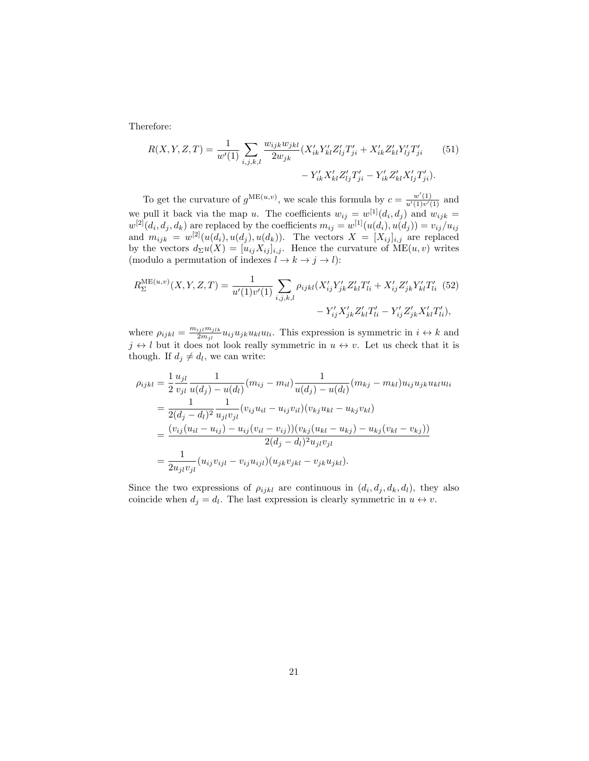Therefore:

$$R(X,Y,Z,T) = \frac{1}{w'(1)} \sum_{i,j,k,l} \frac{w_{ijk}w_{jkl}}{2w_{jk}} (X'_{ik}Y'_{kl}Z'_{lj}T'_{ji} + X'_{ik}Z'_{kl}Y'_{lj}T'_{ji} - Y'_{ik}X'_{kl}Z'_{lj}T'_{ji} - Y'_{ik}Z'_{kl}X'_{lj}T'_{ji}). \tag{51}$$

To get the curvature of $g^{\mathrm{ME}(u,v)}$, we scale this formula by $c = \frac{w'(1)}{u'(1)v'(1)}$ and we pull it back via the map $u$. The coefficients $w_{ij} = w^{[1]}(d_i, d_j)$ and $w_{ijk} = w^{[2]}(d_i, d_j, d_k)$ are replaced by the coefficients $m_{ij} = w^{[1]}(u(d_i), u(d_j)) = v_{ij}/u_{ij}$ and $m_{ijk} = w^{[2]}(u(d_i), u(d_j), u(d_k))$. The vectors $X = [X_{ij}]_{i,j}$ are replaced by the vectors $d_\Sigma u(X) = [u_{ij}X_{ij}]_{i,j}$. Hence the curvature of $\mathrm{ME}(u,v)$ writes (modulo a permutation of indexes $l \to k \to j \to l$):

$$R^{\mathrm{ME}(u,v)}_\Sigma(X,Y,Z,T) = \frac{1}{u'(1)v'(1)} \sum_{i,j,k,l} \rho_{ijkl} (X'_{ij}Y'_{jk}Z'_{kl}T'_{li} + X'_{ij}Z'_{jk}Y'_{kl}T'_{li} - Y'_{ij}X'_{jk}Z'_{kl}T'_{li} - Y'_{ij}Z'_{jk}X'_{kl}T'_{li}), \tag{52}$$

where $\rho_{ijkl} = \frac{m_{ijl}m_{jlk}}{2m_{jl}} u_{ij}u_{jk}u_{kl}u_{li}$. This expression is symmetric in $i \leftrightarrow k$ and $j \leftrightarrow l$ but it does not look really symmetric in $u \leftrightarrow v$. Let us check that it is though. If $d_j \neq d_l$, we can write:

$$\begin{aligned}
\rho_{ijkl} &= \frac{1}{2} \frac{u_{jl}}{v_{jl}} \frac{1}{u(d_j) - u(d_l)} (m_{ij} - m_{il}) \frac{1}{u(d_j) - u(d_l)} (m_{kj} - m_{kl}) u_{ij}u_{jk}u_{kl}u_{li} \\
&= \frac{1}{2(d_j - d_l)^2} \frac{1}{u_{jl}v_{jl}} (v_{ij}u_{il} - u_{ij}v_{il})(v_{kj}u_{kl} - u_{kj}v_{kl}) \\
&= \frac{(v_{ij}(u_{il} - u_{ij}) - u_{ij}(v_{il} - v_{ij}))(v_{kj}(u_{kl} - u_{kj}) - u_{kj}(v_{kl} - v_{kj}))}{2(d_j - d_l)^2 u_{jl}v_{jl}} \\
&= \frac{1}{2u_{jl}v_{jl}} (u_{ij}v_{ijl} - v_{ij}u_{ijl})(u_{jk}v_{jkl} - v_{jk}u_{jkl}).
\end{aligned}$$

Since the two expressions of $\rho_{ijkl}$ are continuous in $(d_i, d_j, d_k, d_l)$, they also coincide when $d_j = d_l$. The last expression is clearly symmetric in $u \leftrightarrow v$.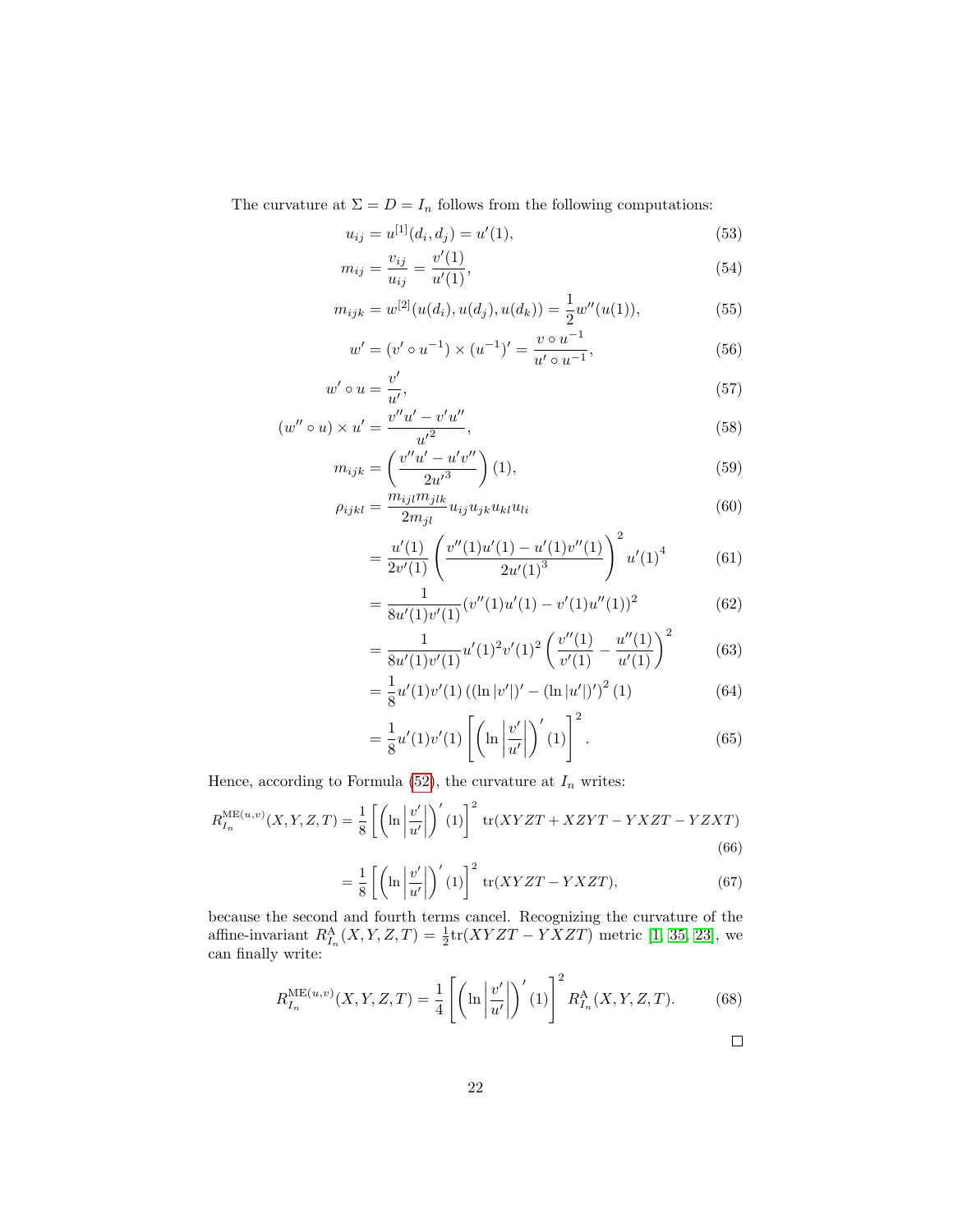The curvature at $\Sigma = D = I_n$ follows from the following computations:

$$u_{ij} = u^{[1]}(d_i, d_j) = u'(1), \tag{53}$$

$$m_{ij} = \frac{v_{ij}}{u_{ij}} = \frac{v'(1)}{u'(1)}, \tag{54}$$

$$m_{ijk} = w^{[2]}(u(d_i), u(d_j), u(d_k)) = \frac{1}{2} w''(u(1)), \tag{55}$$

$$w' = (v' \circ u^{-1}) \times (u^{-1})' = \frac{v \circ u^{-1}}{u' \circ u^{-1}}, \tag{56}$$

$$w' \circ u = \frac{v'}{u'}, \tag{57}$$

$$(w'' \circ u) \times u' = \frac{v''u' - v'u''}{u'^2}, \tag{58}$$

$$m_{ijk} = \left( \frac{v''u' - u'v''}{2u'^3} \right)(1), \tag{59}$$

$$\begin{aligned}
\rho_{ijkl} &= \frac{m_{ijl} m_{jlk}}{2m_{jl}} u_{ij} u_{jk} u_{kl} u_{li} & (60)\\
&= \frac{u'(1)}{2v'(1)} \left( \frac{v''(1)u'(1) - u'(1)v''(1)}{2u'(1)^3} \right)^2 u'(1)^4 & (61)\\
&= \frac{1}{8u'(1)v'(1)} (v''(1)u'(1) - v'(1)u''(1))^2 & (62)\\
&= \frac{1}{8u'(1)v'(1)} u'(1)^2 v'(1)^2 \left( \frac{v''(1)}{v'(1)} - \frac{u''(1)}{u'(1)} \right)^2 & (63)\\
&= \frac{1}{8} u'(1)v'(1) \left( (\ln|v'|)' - (\ln|u'|)' \right)^2 (1) & (64)\\
&= \frac{1}{8} u'(1)v'(1) \left[ \left( \ln \left| \frac{v'}{u'} \right| \right)' (1) \right]^2 . & (65)
\end{aligned}$$

Hence, according to Formula (52), the curvature at $I_n$ writes:

$$\begin{aligned}
R^{\mathrm{ME}(u,v)}_{I_n}(X, Y, Z, T) &= \frac{1}{8} \left[ \left( \ln \left| \frac{v'}{u'} \right| \right)' (1) \right]^2 \operatorname{tr}(XYZT + XZYT - YXZT - YZXT) & (66)\\
&= \frac{1}{8} \left[ \left( \ln \left| \frac{v'}{u'} \right| \right)' (1) \right]^2 \operatorname{tr}(XYZT - YXZT), & (67)
\end{aligned}$$

because the second and fourth terms cancel. Recognizing the curvature of the affine-invariant $R^{\mathrm{A}}_{I_n}(X, Y, Z, T) = \frac{1}{2}\operatorname{tr}(XYZT - YXZT)$ metric [1, 35, 23], we can finally write:

$$R^{\mathrm{ME}(u,v)}_{I_n}(X, Y, Z, T) = \frac{1}{4} \left[ \left( \ln \left| \frac{v'}{u'} \right| \right)' (1) \right]^2 R^{\mathrm{A}}_{I_n}(X, Y, Z, T). \tag{68}$$

□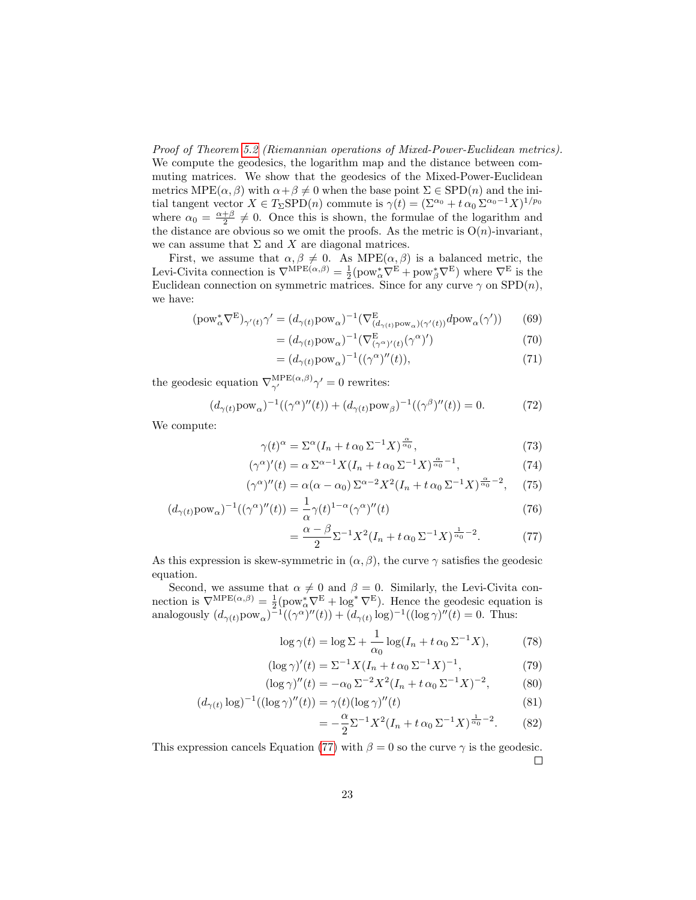*Proof of Theorem 5.2 (Riemannian operations of Mixed-Power-Euclidean metrics).* We compute the geodesics, the logarithm map and the distance between commuting matrices. We show that the geodesics of the Mixed-Power-Euclidean metrics $\mathrm{MPE}(\alpha,\beta)$ with $\alpha+\beta \neq 0$ when the base point $\Sigma \in \mathrm{SPD}(n)$ and the initial tangent vector $X \in T_\Sigma \mathrm{SPD}(n)$ commute is $\gamma(t) = (\Sigma^{\alpha_0} + t\,\alpha_0\,\Sigma^{\alpha_0 - 1}X)^{1/p_0}$ where $\alpha_0 = \frac{\alpha+\beta}{2} \neq 0$. Once this is shown, the formulae of the logarithm and the distance are obvious so we omit the proofs. As the metric is $\mathrm{O}(n)$-invariant, we can assume that $\Sigma$ and $X$ are diagonal matrices.

First, we assume that $\alpha, \beta \neq 0$. As $\mathrm{MPE}(\alpha,\beta)$ is a balanced metric, the Levi-Civita connection is $\nabla^{\mathrm{MPE}(\alpha,\beta)} = \frac{1}{2}(\mathrm{pow}_\alpha^* \nabla^{\mathrm{E}} + \mathrm{pow}_\beta^* \nabla^{\mathrm{E}})$ where $\nabla^{\mathrm{E}}$ is the Euclidean connection on symmetric matrices. Since for any curve $\gamma$ on $\mathrm{SPD}(n)$, we have:

$$(\mathrm{pow}_\alpha^* \nabla^{\mathrm{E}})_{\gamma'(t)} \gamma' = (d_{\gamma(t)} \mathrm{pow}_\alpha)^{-1} (\nabla^{\mathrm{E}}_{(d_{\gamma(t)}\mathrm{pow}_\alpha)(\gamma'(t))} d\mathrm{pow}_\alpha(\gamma')) \tag{69}$$

$$= (d_{\gamma(t)} \mathrm{pow}_\alpha)^{-1} (\nabla^{\mathrm{E}}_{(\gamma^\alpha)'(t)} (\gamma^\alpha)') \tag{70}$$

$$= (d_{\gamma(t)} \mathrm{pow}_\alpha)^{-1} ((\gamma^\alpha)''(t)), \tag{71}$$

the geodesic equation $\nabla^{\mathrm{MPE}(\alpha,\beta)}_{\gamma'} \gamma' = 0$ rewrites:

$$(d_{\gamma(t)} \mathrm{pow}_\alpha)^{-1} ((\gamma^\alpha)''(t)) + (d_{\gamma(t)} \mathrm{pow}_\beta)^{-1} ((\gamma^\beta)''(t)) = 0. \tag{72}$$

We compute:

$$\gamma(t)^\alpha = \Sigma^\alpha (I_n + t\,\alpha_0\,\Sigma^{-1}X)^{\frac{\alpha}{\alpha_0}}, \tag{73}$$

$$(\gamma^\alpha)'(t) = \alpha\,\Sigma^{\alpha-1} X (I_n + t\,\alpha_0\,\Sigma^{-1}X)^{\frac{\alpha}{\alpha_0}-1}, \tag{74}$$

$$(\gamma^\alpha)''(t) = \alpha(\alpha-\alpha_0)\,\Sigma^{\alpha-2} X^2 (I_n + t\,\alpha_0\,\Sigma^{-1}X)^{\frac{\alpha}{\alpha_0}-2}, \tag{75}$$

$$(d_{\gamma(t)} \mathrm{pow}_\alpha)^{-1} ((\gamma^\alpha)''(t)) = \frac{1}{\alpha} \gamma(t)^{1-\alpha} (\gamma^\alpha)''(t) \tag{76}$$

$$= \frac{\alpha-\beta}{2} \Sigma^{-1} X^2 (I_n + t\,\alpha_0\,\Sigma^{-1}X)^{\frac{1}{\alpha_0}-2}. \tag{77}$$

As this expression is skew-symmetric in $(\alpha,\beta)$, the curve $\gamma$ satisfies the geodesic equation.

Second, we assume that $\alpha \neq 0$ and $\beta = 0$. Similarly, the Levi-Civita connection is $\nabla^{\mathrm{MPE}(\alpha,\beta)} = \frac{1}{2}(\mathrm{pow}_\alpha^* \nabla^{\mathrm{E}} + \log^* \nabla^{\mathrm{E}})$. Hence the geodesic equation is analogously $(d_{\gamma(t)} \mathrm{pow}_\alpha)^{-1}((\gamma^\alpha)''(t)) + (d_{\gamma(t)} \log)^{-1}((\log \gamma)''(t) = 0$. Thus:

$$\log \gamma(t) = \log \Sigma + \frac{1}{\alpha_0} \log(I_n + t\,\alpha_0\,\Sigma^{-1}X), \tag{78}$$

$$(\log \gamma)'(t) = \Sigma^{-1} X (I_n + t\,\alpha_0\,\Sigma^{-1}X)^{-1}, \tag{79}$$

$$(\log \gamma)''(t) = -\alpha_0\,\Sigma^{-2} X^2 (I_n + t\,\alpha_0\,\Sigma^{-1}X)^{-2}, \tag{80}$$

$$(d_{\gamma(t)} \log)^{-1}((\log \gamma)''(t)) = \gamma(t) (\log \gamma)''(t) \tag{81}$$

$$= -\frac{\alpha}{2} \Sigma^{-1} X^2 (I_n + t\,\alpha_0\,\Sigma^{-1}X)^{\frac{1}{\alpha_0}-2}. \tag{82}$$

This expression cancels Equation (77) with $\beta = 0$ so the curve $\gamma$ is the geodesic. $\square$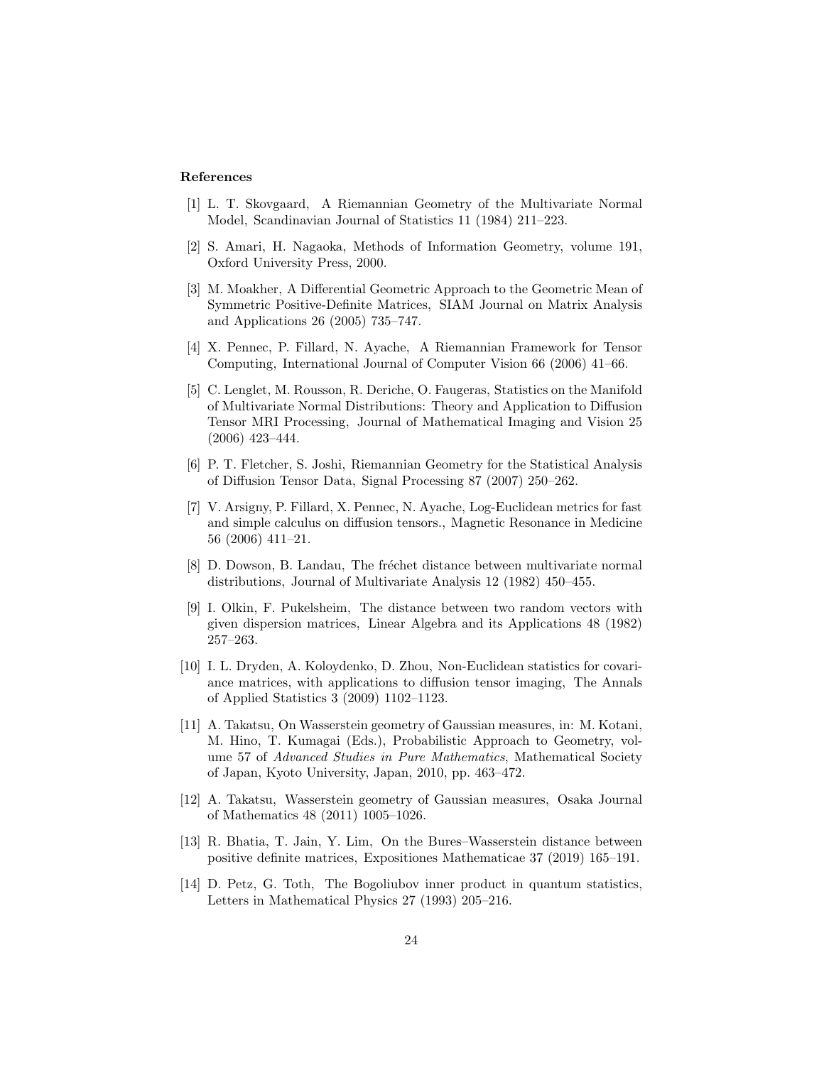**References**

[1] L. T. Skovgaard, A Riemannian Geometry of the Multivariate Normal Model, Scandinavian Journal of Statistics 11 (1984) 211–223.

[2] S. Amari, H. Nagaoka, Methods of Information Geometry, volume 191, Oxford University Press, 2000.

[3] M. Moakher, A Differential Geometric Approach to the Geometric Mean of Symmetric Positive-Definite Matrices, SIAM Journal on Matrix Analysis and Applications 26 (2005) 735–747.

[4] X. Pennec, P. Fillard, N. Ayache, A Riemannian Framework for Tensor Computing, International Journal of Computer Vision 66 (2006) 41–66.

[5] C. Lenglet, M. Rousson, R. Deriche, O. Faugeras, Statistics on the Manifold of Multivariate Normal Distributions: Theory and Application to Diffusion Tensor MRI Processing, Journal of Mathematical Imaging and Vision 25 (2006) 423–444.

[6] P. T. Fletcher, S. Joshi, Riemannian Geometry for the Statistical Analysis of Diffusion Tensor Data, Signal Processing 87 (2007) 250–262.

[7] V. Arsigny, P. Fillard, X. Pennec, N. Ayache, Log-Euclidean metrics for fast and simple calculus on diffusion tensors., Magnetic Resonance in Medicine 56 (2006) 411–21.

[8] D. Dowson, B. Landau, The fréchet distance between multivariate normal distributions, Journal of Multivariate Analysis 12 (1982) 450–455.

[9] I. Olkin, F. Pukelsheim, The distance between two random vectors with given dispersion matrices, Linear Algebra and its Applications 48 (1982) 257–263.

[10] I. L. Dryden, A. Koloydenko, D. Zhou, Non-Euclidean statistics for covariance matrices, with applications to diffusion tensor imaging, The Annals of Applied Statistics 3 (2009) 1102–1123.

[11] A. Takatsu, On Wasserstein geometry of Gaussian measures, in: M. Kotani, M. Hino, T. Kumagai (Eds.), Probabilistic Approach to Geometry, volume 57 of *Advanced Studies in Pure Mathematics*, Mathematical Society of Japan, Kyoto University, Japan, 2010, pp. 463–472.

[12] A. Takatsu, Wasserstein geometry of Gaussian measures, Osaka Journal of Mathematics 48 (2011) 1005–1026.

[13] R. Bhatia, T. Jain, Y. Lim, On the Bures–Wasserstein distance between positive definite matrices, Expositiones Mathematicae 37 (2019) 165–191.

[14] D. Petz, G. Toth, The Bogoliubov inner product in quantum statistics, Letters in Mathematical Physics 27 (1993) 205–216.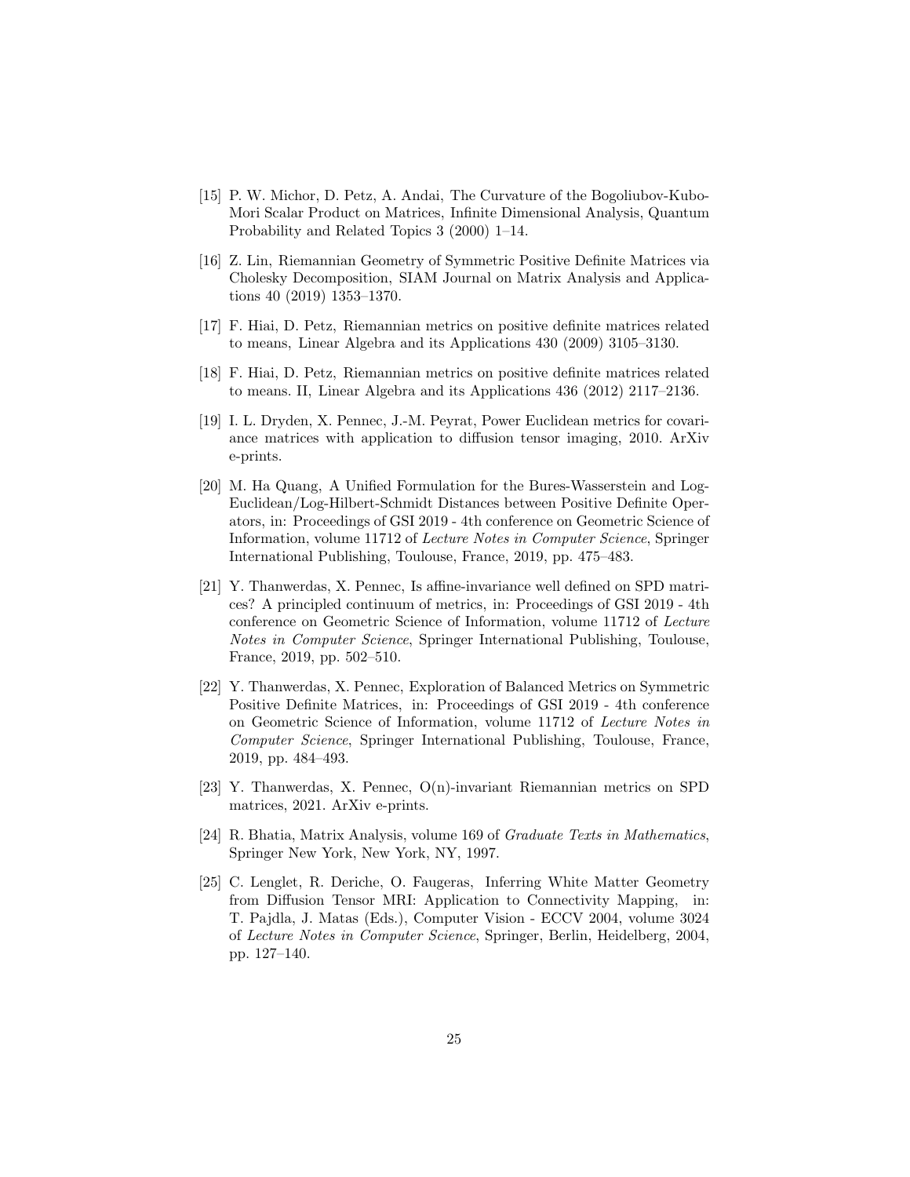[15] P. W. Michor, D. Petz, A. Andai, The Curvature of the Bogoliubov-Kubo-Mori Scalar Product on Matrices, Infinite Dimensional Analysis, Quantum Probability and Related Topics 3 (2000) 1–14.

[16] Z. Lin, Riemannian Geometry of Symmetric Positive Definite Matrices via Cholesky Decomposition, SIAM Journal on Matrix Analysis and Applications 40 (2019) 1353–1370.

[17] F. Hiai, D. Petz, Riemannian metrics on positive definite matrices related to means, Linear Algebra and its Applications 430 (2009) 3105–3130.

[18] F. Hiai, D. Petz, Riemannian metrics on positive definite matrices related to means. II, Linear Algebra and its Applications 436 (2012) 2117–2136.

[19] I. L. Dryden, X. Pennec, J.-M. Peyrat, Power Euclidean metrics for covariance matrices with application to diffusion tensor imaging, 2010. ArXiv e-prints.

[20] M. Ha Quang, A Unified Formulation for the Bures-Wasserstein and Log-Euclidean/Log-Hilbert-Schmidt Distances between Positive Definite Operators, in: Proceedings of GSI 2019 - 4th conference on Geometric Science of Information, volume 11712 of *Lecture Notes in Computer Science*, Springer International Publishing, Toulouse, France, 2019, pp. 475–483.

[21] Y. Thanwerdas, X. Pennec, Is affine-invariance well defined on SPD matrices? A principled continuum of metrics, in: Proceedings of GSI 2019 - 4th conference on Geometric Science of Information, volume 11712 of *Lecture Notes in Computer Science*, Springer International Publishing, Toulouse, France, 2019, pp. 502–510.

[22] Y. Thanwerdas, X. Pennec, Exploration of Balanced Metrics on Symmetric Positive Definite Matrices, in: Proceedings of GSI 2019 - 4th conference on Geometric Science of Information, volume 11712 of *Lecture Notes in Computer Science*, Springer International Publishing, Toulouse, France, 2019, pp. 484–493.

[23] Y. Thanwerdas, X. Pennec, O(n)-invariant Riemannian metrics on SPD matrices, 2021. ArXiv e-prints.

[24] R. Bhatia, Matrix Analysis, volume 169 of *Graduate Texts in Mathematics*, Springer New York, New York, NY, 1997.

[25] C. Lenglet, R. Deriche, O. Faugeras, Inferring White Matter Geometry from Diffusion Tensor MRI: Application to Connectivity Mapping, in: T. Pajdla, J. Matas (Eds.), Computer Vision - ECCV 2004, volume 3024 of *Lecture Notes in Computer Science*, Springer, Berlin, Heidelberg, 2004, pp. 127–140.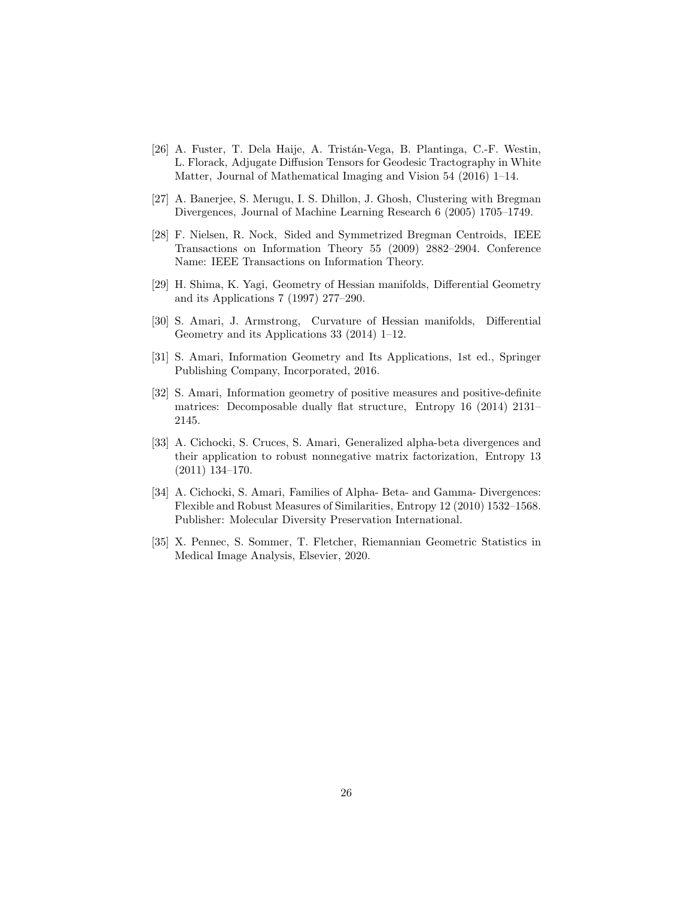[26] A. Fuster, T. Dela Haije, A. Tristán-Vega, B. Plantinga, C.-F. Westin, L. Florack, Adjugate Diffusion Tensors for Geodesic Tractography in White Matter, Journal of Mathematical Imaging and Vision 54 (2016) 1–14.

[27] A. Banerjee, S. Merugu, I. S. Dhillon, J. Ghosh, Clustering with Bregman Divergences, Journal of Machine Learning Research 6 (2005) 1705–1749.

[28] F. Nielsen, R. Nock, Sided and Symmetrized Bregman Centroids, IEEE Transactions on Information Theory 55 (2009) 2882–2904. Conference Name: IEEE Transactions on Information Theory.

[29] H. Shima, K. Yagi, Geometry of Hessian manifolds, Differential Geometry and its Applications 7 (1997) 277–290.

[30] S. Amari, J. Armstrong, Curvature of Hessian manifolds, Differential Geometry and its Applications 33 (2014) 1–12.

[31] S. Amari, Information Geometry and Its Applications, 1st ed., Springer Publishing Company, Incorporated, 2016.

[32] S. Amari, Information geometry of positive measures and positive-definite matrices: Decomposable dually flat structure, Entropy 16 (2014) 2131–2145.

[33] A. Cichocki, S. Cruces, S. Amari, Generalized alpha-beta divergences and their application to robust nonnegative matrix factorization, Entropy 13 (2011) 134–170.

[34] A. Cichocki, S. Amari, Families of Alpha- Beta- and Gamma- Divergences: Flexible and Robust Measures of Similarities, Entropy 12 (2010) 1532–1568. Publisher: Molecular Diversity Preservation International.

[35] X. Pennec, S. Sommer, T. Fletcher, Riemannian Geometric Statistics in Medical Image Analysis, Elsevier, 2020.